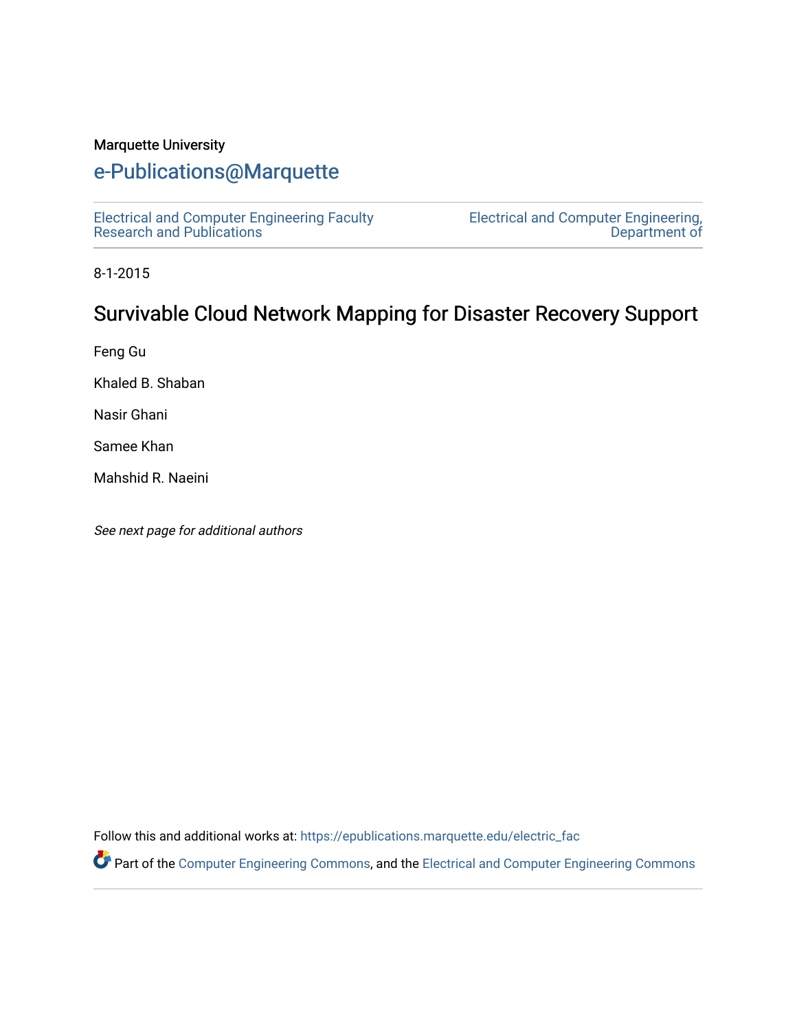Marquette University

# e-Publications@Marquette

Electrical and Computer Engineering Faculty Research and Publications

Electrical and Computer Engineering, Department of

8-1-2015

## Survivable Cloud Network Mapping for Disaster Recovery Support

Feng Gu

Khaled B. Shaban

Nasir Ghani

Samee Khan

Mahshid R. Naeini

*See next page for additional authors*

Follow this and additional works at: https://epublications.marquette.edu/electric_fac

Part of the Computer Engineering Commons, and the Electrical and Computer Engineering Commons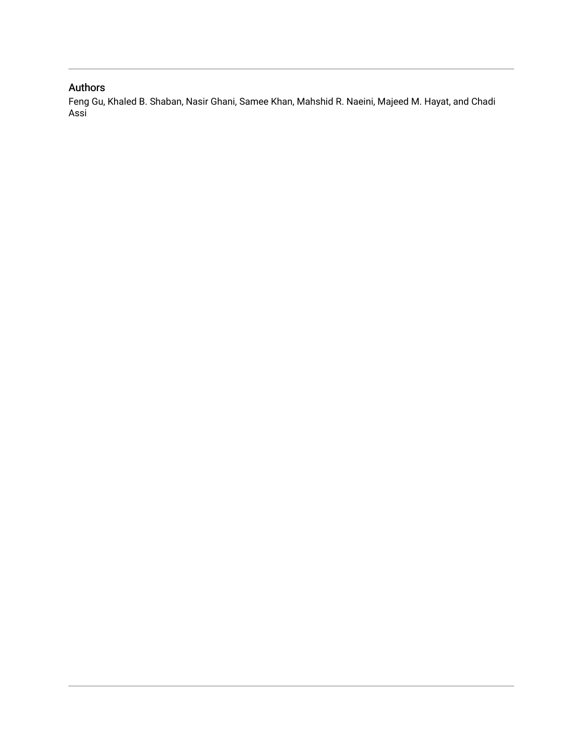## Authors

Feng Gu, Khaled B. Shaban, Nasir Ghani, Samee Khan, Mahshid R. Naeini, Majeed M. Hayat, and Chadi Assi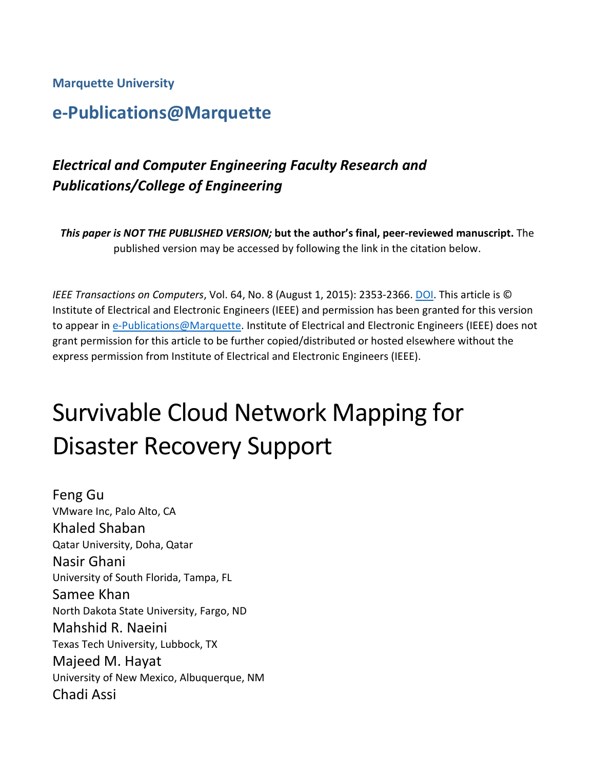Marquette University

## e-Publications@Marquette

### *Electrical and Computer Engineering Faculty Research and Publications/College of Engineering*

***This paper is NOT THE PUBLISHED VERSION;* but the author's final, peer-reviewed manuscript.** The published version may be accessed by following the link in the citation below.

*IEEE Transactions on Computers*, Vol. 64, No. 8 (August 1, 2015): 2353-2366. DOI. This article is © Institute of Electrical and Electronic Engineers (IEEE) and permission has been granted for this version to appear in e-Publications@Marquette. Institute of Electrical and Electronic Engineers (IEEE) does not grant permission for this article to be further copied/distributed or hosted elsewhere without the express permission from Institute of Electrical and Electronic Engineers (IEEE).

# Survivable Cloud Network Mapping for Disaster Recovery Support

Feng Gu
VMware Inc, Palo Alto, CA

Khaled Shaban
Qatar University, Doha, Qatar

Nasir Ghani
University of South Florida, Tampa, FL

Samee Khan
North Dakota State University, Fargo, ND

Mahshid R. Naeini
Texas Tech University, Lubbock, TX

Majeed M. Hayat
University of New Mexico, Albuquerque, NM

Chadi Assi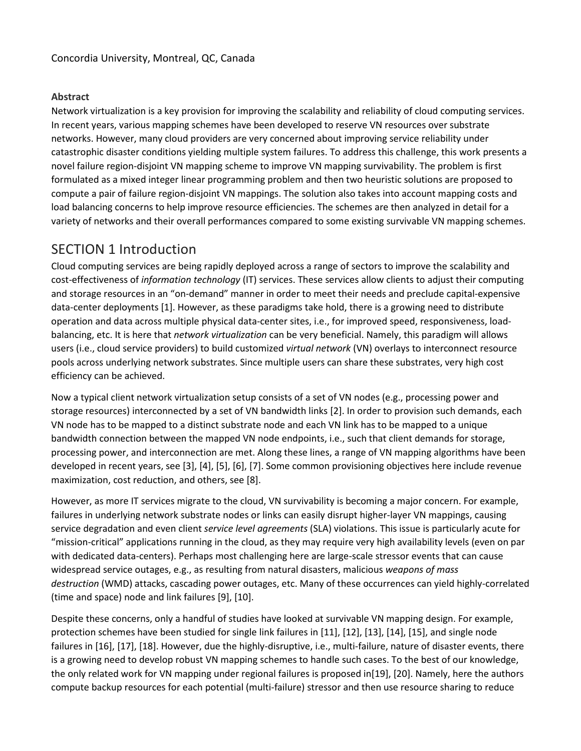Concordia University, Montreal, QC, Canada

**Abstract**

Network virtualization is a key provision for improving the scalability and reliability of cloud computing services. In recent years, various mapping schemes have been developed to reserve VN resources over substrate networks. However, many cloud providers are very concerned about improving service reliability under catastrophic disaster conditions yielding multiple system failures. To address this challenge, this work presents a novel failure region-disjoint VN mapping scheme to improve VN mapping survivability. The problem is first formulated as a mixed integer linear programming problem and then two heuristic solutions are proposed to compute a pair of failure region-disjoint VN mappings. The solution also takes into account mapping costs and load balancing concerns to help improve resource efficiencies. The schemes are then analyzed in detail for a variety of networks and their overall performances compared to some existing survivable VN mapping schemes.

# SECTION 1 Introduction

Cloud computing services are being rapidly deployed across a range of sectors to improve the scalability and cost-effectiveness of *information technology* (IT) services. These services allow clients to adjust their computing and storage resources in an "on-demand" manner in order to meet their needs and preclude capital-expensive data-center deployments [1]. However, as these paradigms take hold, there is a growing need to distribute operation and data across multiple physical data-center sites, i.e., for improved speed, responsiveness, load-balancing, etc. It is here that *network virtualization* can be very beneficial. Namely, this paradigm will allows users (i.e., cloud service providers) to build customized *virtual network* (VN) overlays to interconnect resource pools across underlying network substrates. Since multiple users can share these substrates, very high cost efficiency can be achieved.

Now a typical client network virtualization setup consists of a set of VN nodes (e.g., processing power and storage resources) interconnected by a set of VN bandwidth links [2]. In order to provision such demands, each VN node has to be mapped to a distinct substrate node and each VN link has to be mapped to a unique bandwidth connection between the mapped VN node endpoints, i.e., such that client demands for storage, processing power, and interconnection are met. Along these lines, a range of VN mapping algorithms have been developed in recent years, see [3], [4], [5], [6], [7]. Some common provisioning objectives here include revenue maximization, cost reduction, and others, see [8].

However, as more IT services migrate to the cloud, VN survivability is becoming a major concern. For example, failures in underlying network substrate nodes or links can easily disrupt higher-layer VN mappings, causing service degradation and even client *service level agreements* (SLA) violations. This issue is particularly acute for "mission-critical" applications running in the cloud, as they may require very high availability levels (even on par with dedicated data-centers). Perhaps most challenging here are large-scale stressor events that can cause widespread service outages, e.g., as resulting from natural disasters, malicious *weapons of mass destruction* (WMD) attacks, cascading power outages, etc. Many of these occurrences can yield highly-correlated (time and space) node and link failures [9], [10].

Despite these concerns, only a handful of studies have looked at survivable VN mapping design. For example, protection schemes have been studied for single link failures in [11], [12], [13], [14], [15], and single node failures in [16], [17], [18]. However, due the highly-disruptive, i.e., multi-failure, nature of disaster events, there is a growing need to develop robust VN mapping schemes to handle such cases. To the best of our knowledge, the only related work for VN mapping under regional failures is proposed in[19], [20]. Namely, here the authors compute backup resources for each potential (multi-failure) stressor and then use resource sharing to reduce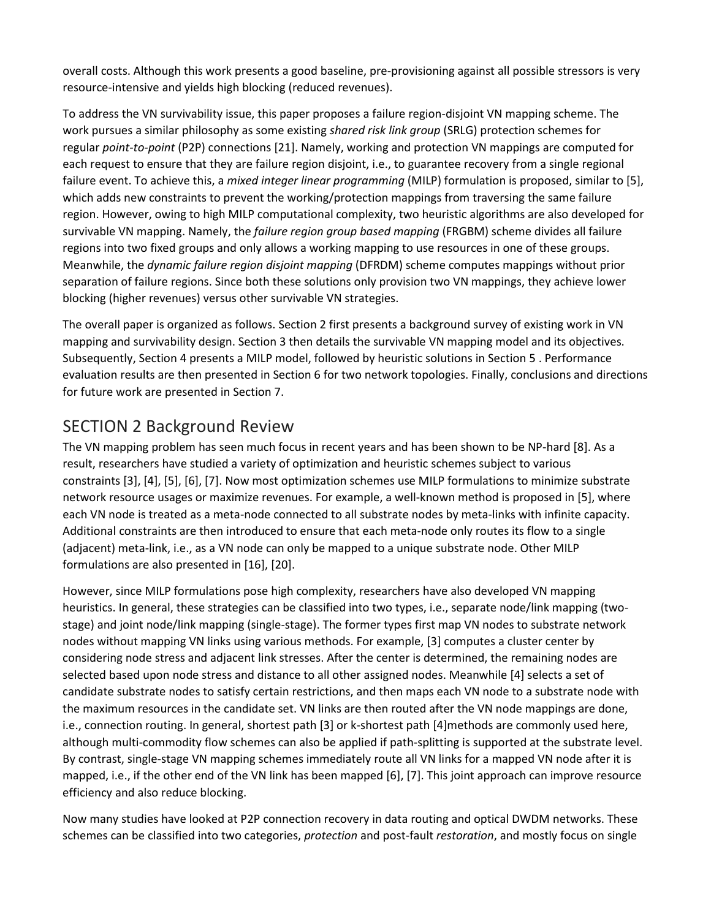overall costs. Although this work presents a good baseline, pre-provisioning against all possible stressors is very resource-intensive and yields high blocking (reduced revenues).

To address the VN survivability issue, this paper proposes a failure region-disjoint VN mapping scheme. The work pursues a similar philosophy as some existing *shared risk link group* (SRLG) protection schemes for regular *point-to-point* (P2P) connections [21]. Namely, working and protection VN mappings are computed for each request to ensure that they are failure region disjoint, i.e., to guarantee recovery from a single regional failure event. To achieve this, a *mixed integer linear programming* (MILP) formulation is proposed, similar to [5], which adds new constraints to prevent the working/protection mappings from traversing the same failure region. However, owing to high MILP computational complexity, two heuristic algorithms are also developed for survivable VN mapping. Namely, the *failure region group based mapping* (FRGBM) scheme divides all failure regions into two fixed groups and only allows a working mapping to use resources in one of these groups. Meanwhile, the *dynamic failure region disjoint mapping* (DFRDM) scheme computes mappings without prior separation of failure regions. Since both these solutions only provision two VN mappings, they achieve lower blocking (higher revenues) versus other survivable VN strategies.

The overall paper is organized as follows. Section 2 first presents a background survey of existing work in VN mapping and survivability design. Section 3 then details the survivable VN mapping model and its objectives. Subsequently, Section 4 presents a MILP model, followed by heuristic solutions in Section 5 . Performance evaluation results are then presented in Section 6 for two network topologies. Finally, conclusions and directions for future work are presented in Section 7.

## SECTION 2 Background Review

The VN mapping problem has seen much focus in recent years and has been shown to be NP-hard [8]. As a result, researchers have studied a variety of optimization and heuristic schemes subject to various constraints [3], [4], [5], [6], [7]. Now most optimization schemes use MILP formulations to minimize substrate network resource usages or maximize revenues. For example, a well-known method is proposed in [5], where each VN node is treated as a meta-node connected to all substrate nodes by meta-links with infinite capacity. Additional constraints are then introduced to ensure that each meta-node only routes its flow to a single (adjacent) meta-link, i.e., as a VN node can only be mapped to a unique substrate node. Other MILP formulations are also presented in [16], [20].

However, since MILP formulations pose high complexity, researchers have also developed VN mapping heuristics. In general, these strategies can be classified into two types, i.e., separate node/link mapping (two-stage) and joint node/link mapping (single-stage). The former types first map VN nodes to substrate network nodes without mapping VN links using various methods. For example, [3] computes a cluster center by considering node stress and adjacent link stresses. After the center is determined, the remaining nodes are selected based upon node stress and distance to all other assigned nodes. Meanwhile [4] selects a set of candidate substrate nodes to satisfy certain restrictions, and then maps each VN node to a substrate node with the maximum resources in the candidate set. VN links are then routed after the VN node mappings are done, i.e., connection routing. In general, shortest path [3] or k-shortest path [4]methods are commonly used here, although multi-commodity flow schemes can also be applied if path-splitting is supported at the substrate level. By contrast, single-stage VN mapping schemes immediately route all VN links for a mapped VN node after it is mapped, i.e., if the other end of the VN link has been mapped [6], [7]. This joint approach can improve resource efficiency and also reduce blocking.

Now many studies have looked at P2P connection recovery in data routing and optical DWDM networks. These schemes can be classified into two categories, *protection* and post-fault *restoration*, and mostly focus on single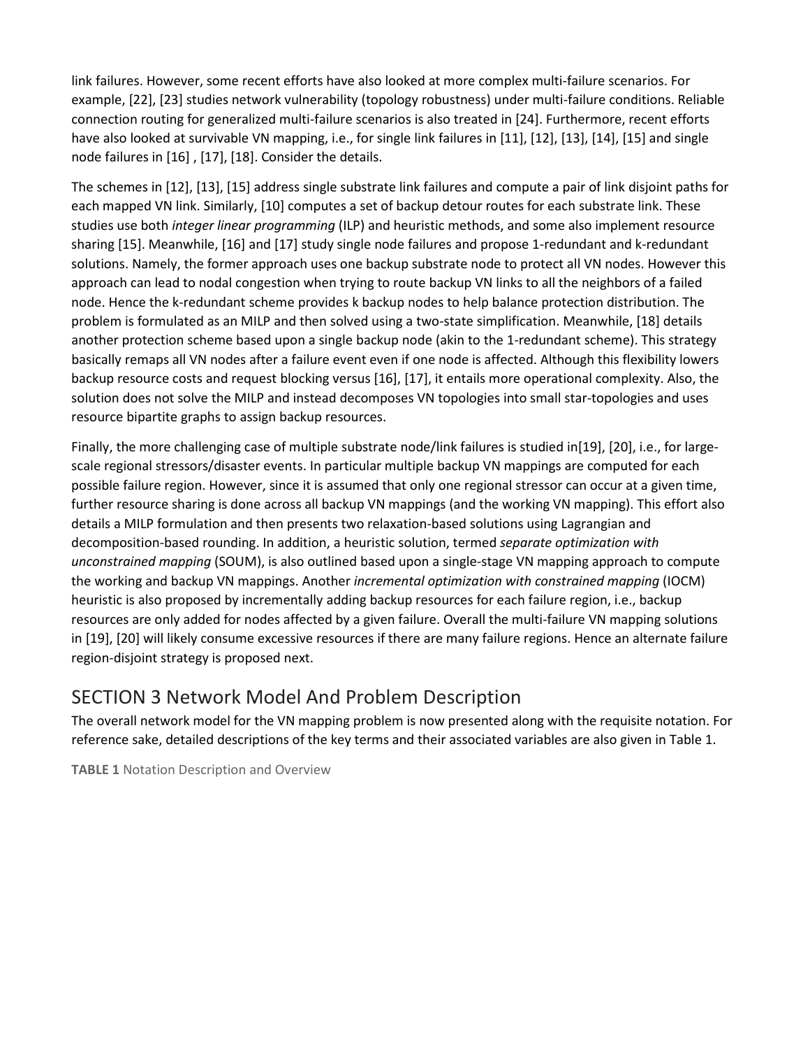link failures. However, some recent efforts have also looked at more complex multi-failure scenarios. For example, [22], [23] studies network vulnerability (topology robustness) under multi-failure conditions. Reliable connection routing for generalized multi-failure scenarios is also treated in [24]. Furthermore, recent efforts have also looked at survivable VN mapping, i.e., for single link failures in [11], [12], [13], [14], [15] and single node failures in [16] , [17], [18]. Consider the details.

The schemes in [12], [13], [15] address single substrate link failures and compute a pair of link disjoint paths for each mapped VN link. Similarly, [10] computes a set of backup detour routes for each substrate link. These studies use both *integer linear programming* (ILP) and heuristic methods, and some also implement resource sharing [15]. Meanwhile, [16] and [17] study single node failures and propose 1-redundant and k-redundant solutions. Namely, the former approach uses one backup substrate node to protect all VN nodes. However this approach can lead to nodal congestion when trying to route backup VN links to all the neighbors of a failed node. Hence the k-redundant scheme provides k backup nodes to help balance protection distribution. The problem is formulated as an MILP and then solved using a two-state simplification. Meanwhile, [18] details another protection scheme based upon a single backup node (akin to the 1-redundant scheme). This strategy basically remaps all VN nodes after a failure event even if one node is affected. Although this flexibility lowers backup resource costs and request blocking versus [16], [17], it entails more operational complexity. Also, the solution does not solve the MILP and instead decomposes VN topologies into small star-topologies and uses resource bipartite graphs to assign backup resources.

Finally, the more challenging case of multiple substrate node/link failures is studied in[19], [20], i.e., for large-scale regional stressors/disaster events. In particular multiple backup VN mappings are computed for each possible failure region. However, since it is assumed that only one regional stressor can occur at a given time, further resource sharing is done across all backup VN mappings (and the working VN mapping). This effort also details a MILP formulation and then presents two relaxation-based solutions using Lagrangian and decomposition-based rounding. In addition, a heuristic solution, termed *separate optimization with unconstrained mapping* (SOUM), is also outlined based upon a single-stage VN mapping approach to compute the working and backup VN mappings. Another *incremental optimization with constrained mapping* (IOCM) heuristic is also proposed by incrementally adding backup resources for each failure region, i.e., backup resources are only added for nodes affected by a given failure. Overall the multi-failure VN mapping solutions in [19], [20] will likely consume excessive resources if there are many failure regions. Hence an alternate failure region-disjoint strategy is proposed next.

## SECTION 3 Network Model And Problem Description

The overall network model for the VN mapping problem is now presented along with the requisite notation. For reference sake, detailed descriptions of the key terms and their associated variables are also given in Table 1.

**TABLE 1** Notation Description and Overview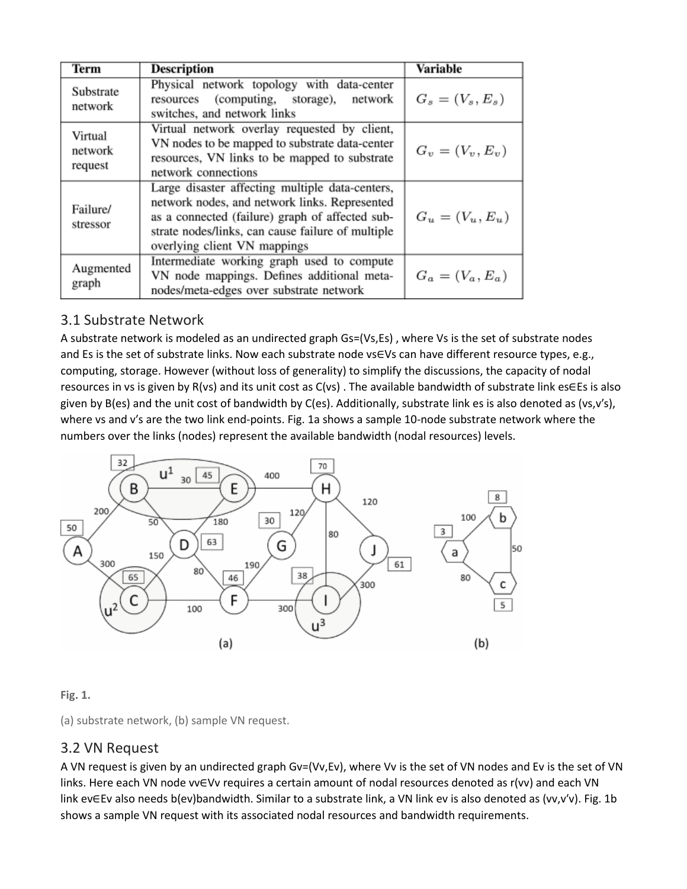| Term | Description | Variable |
|---|---|---|
| Substrate network | Physical network topology with data-center resources (computing, storage), network switches, and network links | $G_s = (V_s, E_s)$ |
| Virtual network request | Virtual network overlay requested by client, VN nodes to be mapped to substrate data-center resources, VN links to be mapped to substrate network connections | $G_v = (V_v, E_v)$ |
| Failure/ stressor | Large disaster affecting multiple data-centers, network nodes, and network links. Represented as a connected (failure) graph of affected substrate nodes/links, can cause failure of multiple overlying client VN mappings | $G_u = (V_u, E_u)$ |
| Augmented graph | Intermediate working graph used to compute VN node mappings. Defines additional meta-nodes/meta-edges over substrate network | $G_a = (V_a, E_a)$ |

## 3.1 Substrate Network

A substrate network is modeled as an undirected graph $G_s=(V_s,E_s)$, where $V_s$ is the set of substrate nodes and $E_s$ is the set of substrate links. Now each substrate node $v_s \in V_s$ can have different resource types, e.g., computing, storage. However (without loss of generality) to simplify the discussions, the capacity of nodal resources in $v_s$ is given by $R(v_s)$ and its unit cost as $C(v_s)$. The available bandwidth of substrate link $e_s \in E_s$ is also given by $B(e_s)$ and the unit cost of bandwidth by $C(e_s)$. Additionally, substrate link $e_s$ is also denoted as $(v_s,v'_s)$, where $v_s$ and $v'_s$ are the two link end-points. Fig. 1a shows a sample 10-node substrate network where the numbers over the links (nodes) represent the available bandwidth (nodal resources) levels.

**Fig. 1.**

(a) substrate network, (b) sample VN request.

## 3.2 VN Request

A VN request is given by an undirected graph $G_v=(V_v,E_v)$, where $V_v$ is the set of VN nodes and $E_v$ is the set of VN links. Here each VN node $v_v \in V_v$ requires a certain amount of nodal resources denoted as $r(v_v)$ and each VN link $e_v \in E_v$ also needs $b(e_v)$ bandwidth. Similar to a substrate link, a VN link $e_v$ is also denoted as $(v_v,v'_v)$. Fig. 1b shows a sample VN request with its associated nodal resources and bandwidth requirements.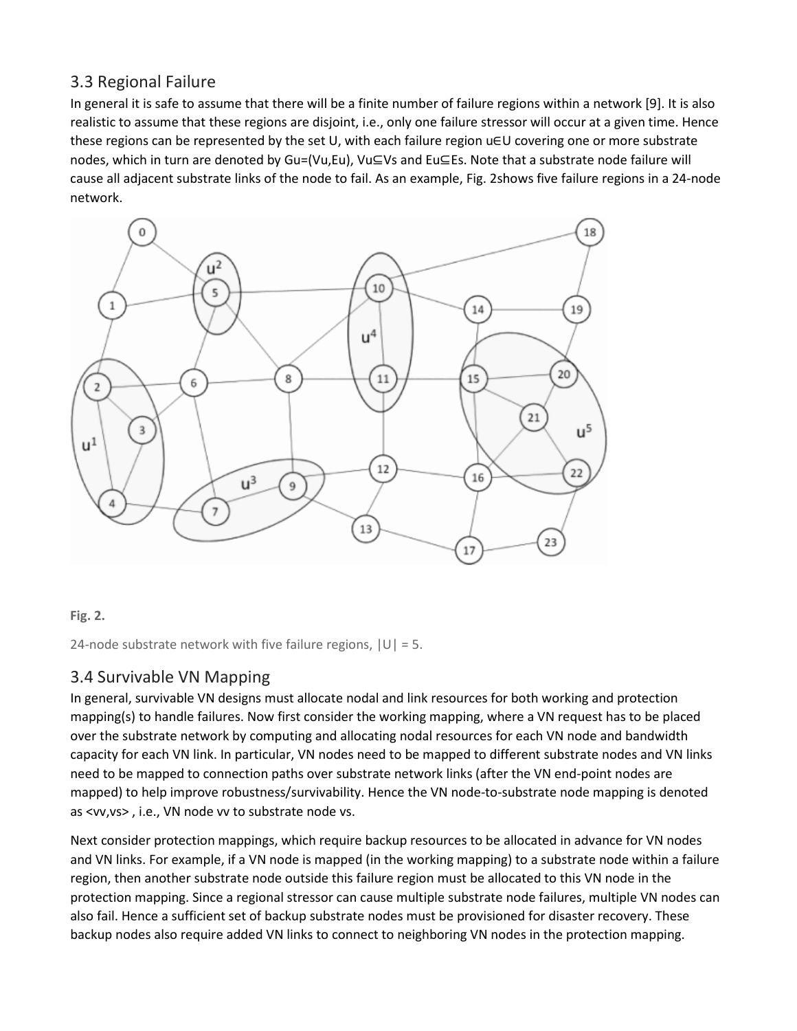### 3.3 Regional Failure

In general it is safe to assume that there will be a finite number of failure regions within a network [9]. It is also realistic to assume that these regions are disjoint, i.e., only one failure stressor will occur at a given time. Hence these regions can be represented by the set U, with each failure region $u \in U$ covering one or more substrate nodes, which in turn are denoted by $G_u=(V_u,E_u)$, $V_u \subseteq V_s$ and $E_u \subseteq E_s$. Note that a substrate node failure will cause all adjacent substrate links of the node to fail. As an example, Fig. 2shows five failure regions in a 24-node network.

**Fig. 2.**

24-node substrate network with five failure regions, $|U| = 5$.

### 3.4 Survivable VN Mapping

In general, survivable VN designs must allocate nodal and link resources for both working and protection mapping(s) to handle failures. Now first consider the working mapping, where a VN request has to be placed over the substrate network by computing and allocating nodal resources for each VN node and bandwidth capacity for each VN link. In particular, VN nodes need to be mapped to different substrate nodes and VN links need to be mapped to connection paths over substrate network links (after the VN end-point nodes are mapped) to help improve robustness/survivability. Hence the VN node-to-substrate node mapping is denoted as $<v_v,v_s>$ , i.e., VN node $v_v$ to substrate node $v_s$.

Next consider protection mappings, which require backup resources to be allocated in advance for VN nodes and VN links. For example, if a VN node is mapped (in the working mapping) to a substrate node within a failure region, then another substrate node outside this failure region must be allocated to this VN node in the protection mapping. Since a regional stressor can cause multiple substrate node failures, multiple VN nodes can also fail. Hence a sufficient set of backup substrate nodes must be provisioned for disaster recovery. These backup nodes also require added VN links to connect to neighboring VN nodes in the protection mapping.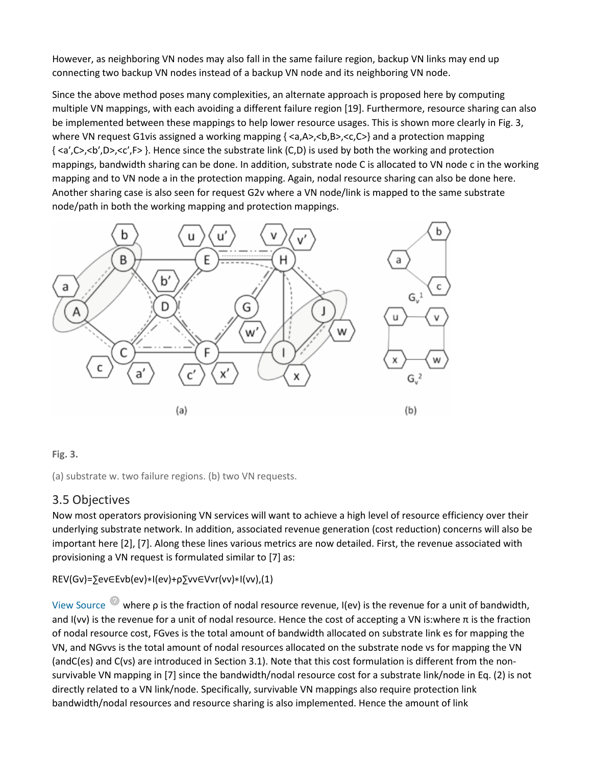However, as neighboring VN nodes may also fall in the same failure region, backup VN links may end up connecting two backup VN nodes instead of a backup VN node and its neighboring VN node.

Since the above method poses many complexities, an alternate approach is proposed here by computing multiple VN mappings, with each avoiding a different failure region [19]. Furthermore, resource sharing can also be implemented between these mappings to help lower resource usages. This is shown more clearly in Fig. 3, where VN request G1vis assigned a working mapping { <a,A>,<b,B>,<c,C>} and a protection mapping { <a′,C>,<b′,D>,<c′,F> }. Hence since the substrate link (C,D) is used by both the working and protection mappings, bandwidth sharing can be done. In addition, substrate node C is allocated to VN node c in the working mapping and to VN node a in the protection mapping. Again, nodal resource sharing can also be done here. Another sharing case is also seen for request G2v where a VN node/link is mapped to the same substrate node/path in both the working mapping and protection mappings.

**Fig. 3.**

(a) substrate w. two failure regions. (b) two VN requests.

## 3.5 Objectives

Now most operators provisioning VN services will want to achieve a high level of resource efficiency over their underlying substrate network. In addition, associated revenue generation (cost reduction) concerns will also be important here [2], [7]. Along these lines various metrics are now detailed. First, the revenue associated with provisioning a VN request is formulated similar to [7] as:

$$REV(G_v)=\sum_{e_v \in E_v} b(e_v) * l(e_v)+\rho \sum_{v_v \in V_v} r(v_v) * l(v_v), \quad (1)$$

View Source where ρ is the fraction of nodal resource revenue, $l(e_v)$ is the revenue for a unit of bandwidth, and $l(v_v)$ is the revenue for a unit of nodal resource. Hence the cost of accepting a VN is:where π is the fraction of nodal resource cost, $FG_{ves}$ is the total amount of bandwidth allocated on substrate link $e_s$ for mapping the VN, and $NG_{vvs}$ is the total amount of nodal resources allocated on the substrate node $v_s$ for mapping the VN (and$C(e_s)$ and $C(v_s)$ are introduced in Section 3.1). Note that this cost formulation is different from the non-survivable VN mapping in [7] since the bandwidth/nodal resource cost for a substrate link/node in Eq. (2) is not directly related to a VN link/node. Specifically, survivable VN mappings also require protection link bandwidth/nodal resources and resource sharing is also implemented. Hence the amount of link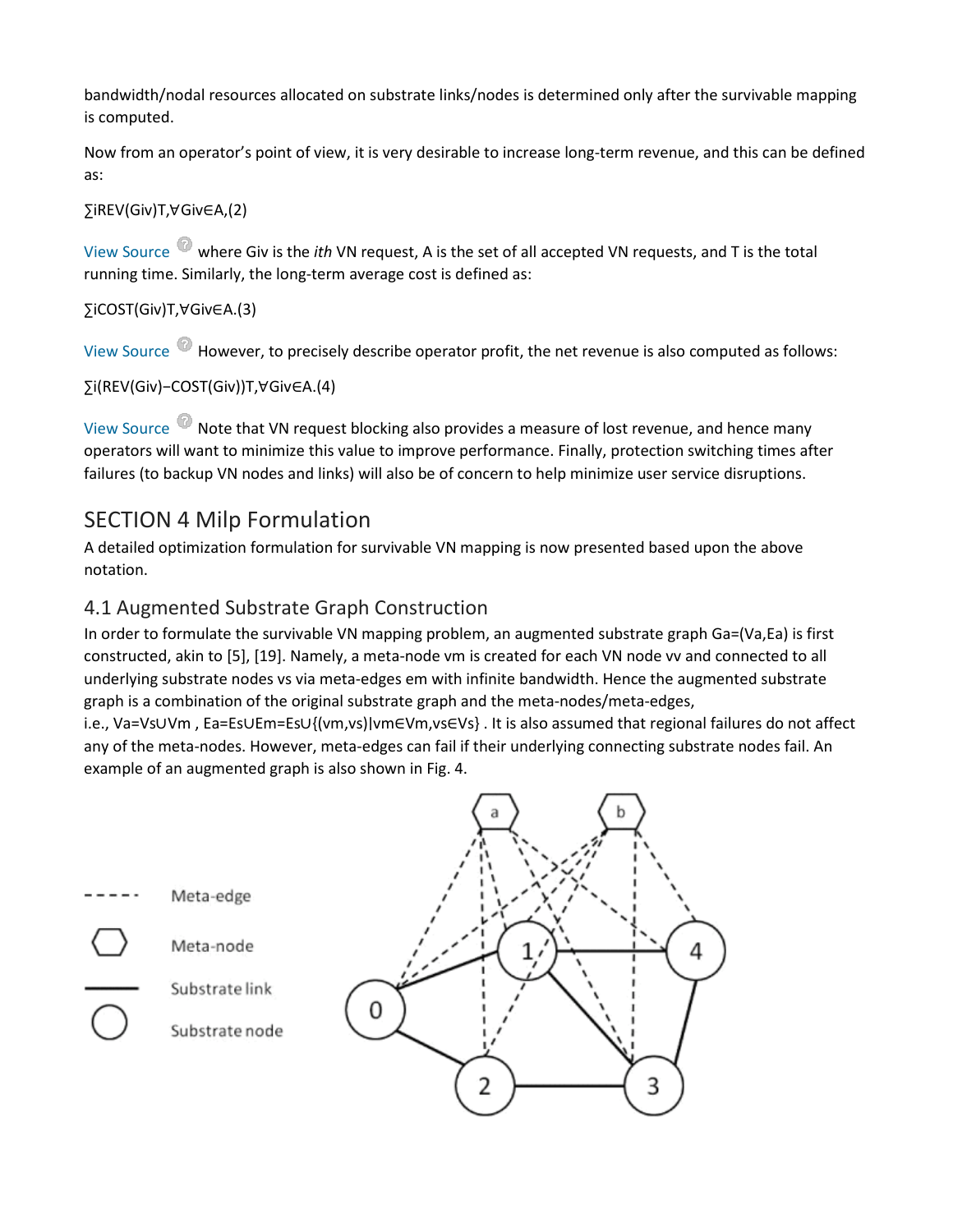bandwidth/nodal resources allocated on substrate links/nodes is determined only after the survivable mapping is computed.

Now from an operator's point of view, it is very desirable to increase long-term revenue, and this can be defined as:

$$\frac{\sum_i REV(G_i^v)}{T}, \forall G_i^v \in A, \quad (2)$$

View Source where $G_i^v$ is the *ith* VN request, A is the set of all accepted VN requests, and T is the total running time. Similarly, the long-term average cost is defined as:

$$\frac{\sum_i COST(G_i^v)}{T}, \forall G_i^v \in A. \quad (3)$$

View Source However, to precisely describe operator profit, the net revenue is also computed as follows:

$$\frac{\sum_i (REV(G_i^v) - COST(G_i^v))}{T}, \forall G_i^v \in A. \quad (4)$$

View Source Note that VN request blocking also provides a measure of lost revenue, and hence many operators will want to minimize this value to improve performance. Finally, protection switching times after failures (to backup VN nodes and links) will also be of concern to help minimize user service disruptions.

## SECTION 4 Milp Formulation

A detailed optimization formulation for survivable VN mapping is now presented based upon the above notation.

### 4.1 Augmented Substrate Graph Construction

In order to formulate the survivable VN mapping problem, an augmented substrate graph $G^a=(V^a,E^a)$ is first constructed, akin to [5], [19]. Namely, a meta-node $v^m$ is created for each VN node $v^v$ and connected to all underlying substrate nodes $v^s$ via meta-edges $e^m$ with infinite bandwidth. Hence the augmented substrate graph is a combination of the original substrate graph and the meta-nodes/meta-edges, i.e., $V^a=V^s \cup V^m$ , $E^a=E^s \cup E^m=E^s \cup \{(v^m,v^s) | v^m \in V^m, v^s \in V^s\}$ . It is also assumed that regional failures do not affect any of the meta-nodes. However, meta-edges can fail if their underlying connecting substrate nodes fail. An example of an augmented graph is also shown in Fig. 4.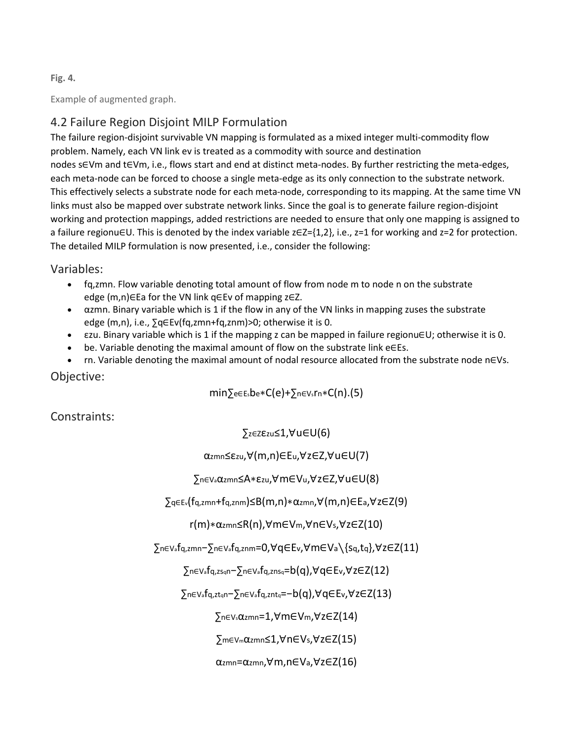**Fig. 4.**

Example of augmented graph.

## 4.2 Failure Region Disjoint MILP Formulation

The failure region-disjoint survivable VN mapping is formulated as a mixed integer multi-commodity flow problem. Namely, each VN link $e_v$ is treated as a commodity with source and destination nodes $s \in V_m$ and $t \in V_m$, i.e., flows start and end at distinct meta-nodes. By further restricting the meta-edges, each meta-node can be forced to choose a single meta-edge as its only connection to the substrate network. This effectively selects a substrate node for each meta-node, corresponding to its mapping. At the same time VN links must also be mapped over substrate network links. Since the goal is to generate failure region-disjoint working and protection mappings, added restrictions are needed to ensure that only one mapping is assigned to a failure region $u \in U$. This is denoted by the index variable $z \in Z=\{1,2\}$, i.e., $z=1$ for working and $z=2$ for protection. The detailed MILP formulation is now presented, i.e., consider the following:

### Variables:

- $f_{q,zmn}$. Flow variable denoting total amount of flow from node $m$ to node $n$ on the substrate edge $(m,n) \in E_a$ for the VN link $q \in E_v$ of mapping $z \in Z$.
- $\alpha_{zmn}$. Binary variable which is 1 if the flow in any of the VN links in mapping $z$ uses the substrate edge $(m,n)$, i.e., $\sum_{q \in E_v}(f_{q,zmn}+f_{q,znm})>0$; otherwise it is 0.
- $\varepsilon_{zu}$. Binary variable which is 1 if the mapping $z$ can be mapped in failure region $u \in U$; otherwise it is 0.
- $b_e$. Variable denoting the maximal amount of flow on the substrate link $e \in E_s$.
- $r_n$. Variable denoting the maximal amount of nodal resource allocated from the substrate node $n \in V_s$.

### Objective:

$$\min \sum_{e \in E_s} b_e * C(e) + \sum_{n \in V_s} r_n * C(n). \quad (5)$$

### Constraints:

$$\sum_{z \in Z} \varepsilon_{zu} \leq 1, \forall u \in U \quad (6)$$

$$\alpha_{zmn} \leq \varepsilon_{zu}, \forall (m,n) \in E_u, \forall z \in Z, \forall u \in U \quad (7)$$

$$\sum_{n \in V_a} \alpha_{zmn} \leq A * \varepsilon_{zu}, \forall m \in V_u, \forall z \in Z, \forall u \in U \quad (8)$$

$$\sum_{q \in E_v} (f_{q,zmn}+f_{q,znm}) \leq B(m,n) * \alpha_{zmn}, \forall (m,n) \in E_a, \forall z \in Z \quad (9)$$

$$r(m) * \alpha_{zmn} \leq R(n), \forall m \in V_m, \forall n \in V_s, \forall z \in Z \quad (10)$$

$$\sum_{n \in V_a} f_{q,zmn} - \sum_{n \in V_a} f_{q,znm} = 0, \forall q \in E_v, \forall m \in V_a \setminus \{s_q, t_q\}, \forall z \in Z \quad (11)$$

$$\sum_{n \in V_a} f_{q,zs_qn} - \sum_{n \in V_a} f_{q,zns_q} = b(q), \forall q \in E_v, \forall z \in Z \quad (12)$$

$$\sum_{n \in V_a} f_{q,zt_qn} - \sum_{n \in V_a} f_{q,znt_q} = -b(q), \forall q \in E_v, \forall z \in Z \quad (13)$$

$$\sum_{n \in V_s} \alpha_{zmn} = 1, \forall m \in V_m, \forall z \in Z \quad (14)$$

$$\sum_{m \in V_m} \alpha_{zmn} \leq 1, \forall n \in V_s, \forall z \in Z \quad (15)$$

$$\alpha_{zmn} = \alpha_{zmn}, \forall m,n \in V_a, \forall z \in Z \quad (16)$$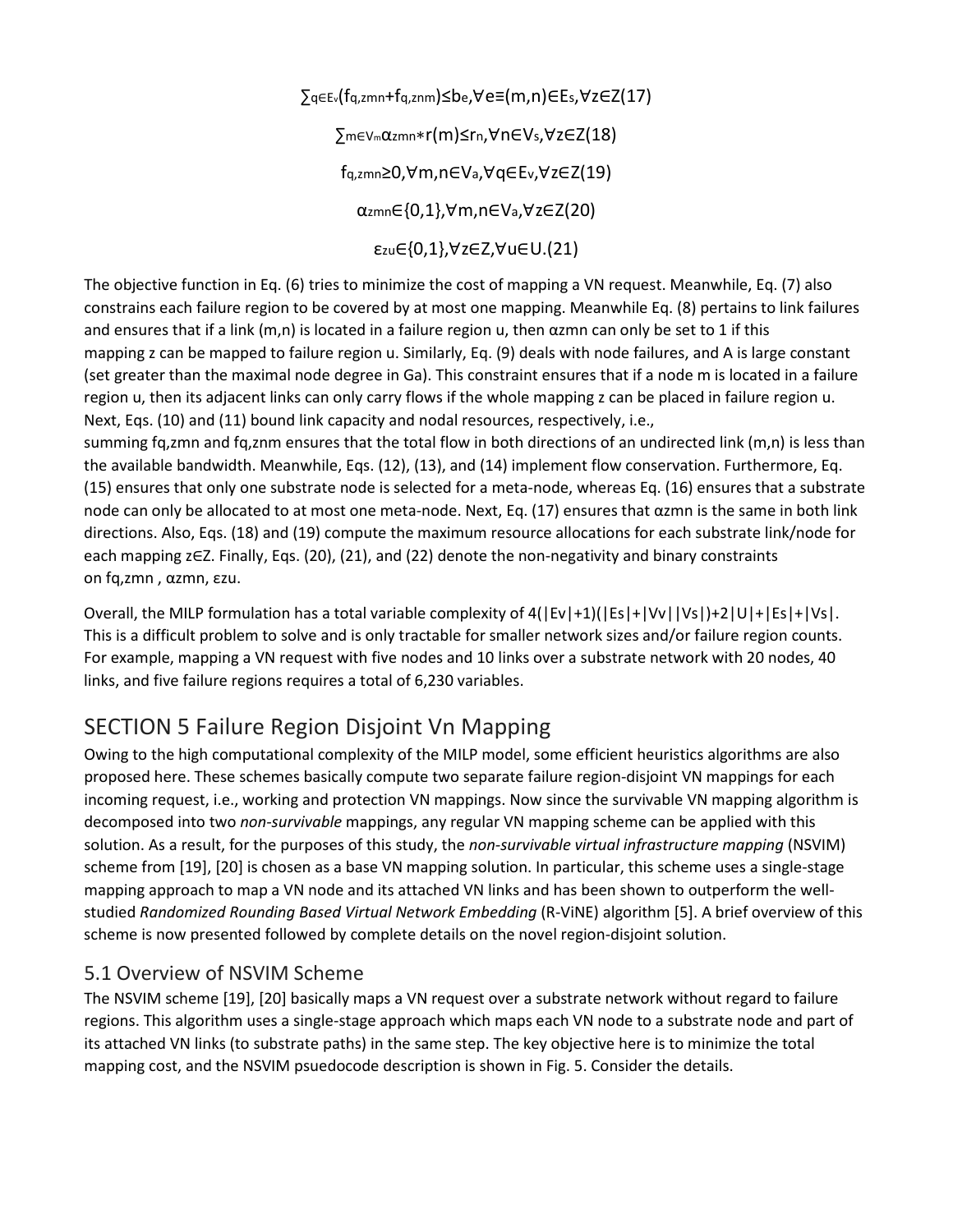$$\sum_{q \in E_v} (f_{q,zmn} + f_{q,znm}) \leq b_e, \forall e \equiv (m,n) \in E_s, \forall z \in Z \quad (17)$$

$$\sum_{m \in V_m} \alpha_{zmn} * r(m) \leq r_n, \forall n \in V_s, \forall z \in Z \quad (18)$$

$$f_{q,zmn} \geq 0, \forall m,n \in V_a, \forall q \in E_v, \forall z \in Z \quad (19)$$

$$\alpha_{zmn} \in \{0,1\}, \forall m,n \in V_a, \forall z \in Z \quad (20)$$

$$\varepsilon_{zu} \in \{0,1\}, \forall z \in Z, \forall u \in U. \quad (21)$$

The objective function in Eq. (6) tries to minimize the cost of mapping a VN request. Meanwhile, Eq. (7) also constrains each failure region to be covered by at most one mapping. Meanwhile Eq. (8) pertains to link failures and ensures that if a link $(m,n)$ is located in a failure region $u$, then $\alpha_{zmn}$ can only be set to 1 if this mapping $z$ can be mapped to failure region $u$. Similarly, Eq. (9) deals with node failures, and A is large constant (set greater than the maximal node degree in $G_a$). This constraint ensures that if a node $m$ is located in a failure region $u$, then its adjacent links can only carry flows if the whole mapping $z$ can be placed in failure region $u$. Next, Eqs. (10) and (11) bound link capacity and nodal resources, respectively, i.e., summing $f_{q,zmn}$ and $f_{q,znm}$ ensures that the total flow in both directions of an undirected link $(m,n)$ is less than the available bandwidth. Meanwhile, Eqs. (12), (13), and (14) implement flow conservation. Furthermore, Eq. (15) ensures that only one substrate node is selected for a meta-node, whereas Eq. (16) ensures that a substrate node can only be allocated to at most one meta-node. Next, Eq. (17) ensures that $\alpha_{zmn}$ is the same in both link directions. Also, Eqs. (18) and (19) compute the maximum resource allocations for each substrate link/node for each mapping $z \in Z$. Finally, Eqs. (20), (21), and (22) denote the non-negativity and binary constraints on $f_{q,zmn}$ , $\alpha_{zmn}$, $\varepsilon_{zu}$.

Overall, the MILP formulation has a total variable complexity of $4(|E_v|+1)(|E_s|+|V_v||V_s|)+2|U|+|E_s|+|V_s|$. This is a difficult problem to solve and is only tractable for smaller network sizes and/or failure region counts. For example, mapping a VN request with five nodes and 10 links over a substrate network with 20 nodes, 40 links, and five failure regions requires a total of 6,230 variables.

## SECTION 5 Failure Region Disjoint Vn Mapping

Owing to the high computational complexity of the MILP model, some efficient heuristics algorithms are also proposed here. These schemes basically compute two separate failure region-disjoint VN mappings for each incoming request, i.e., working and protection VN mappings. Now since the survivable VN mapping algorithm is decomposed into two *non-survivable* mappings, any regular VN mapping scheme can be applied with this solution. As a result, for the purposes of this study, the *non-survivable virtual infrastructure mapping* (NSVIM) scheme from [19], [20] is chosen as a base VN mapping solution. In particular, this scheme uses a single-stage mapping approach to map a VN node and its attached VN links and has been shown to outperform the well-studied *Randomized Rounding Based Virtual Network Embedding* (R-ViNE) algorithm [5]. A brief overview of this scheme is now presented followed by complete details on the novel region-disjoint solution.

### 5.1 Overview of NSVIM Scheme

The NSVIM scheme [19], [20] basically maps a VN request over a substrate network without regard to failure regions. This algorithm uses a single-stage approach which maps each VN node to a substrate node and part of its attached VN links (to substrate paths) in the same step. The key objective here is to minimize the total mapping cost, and the NSVIM psuedocode description is shown in Fig. 5. Consider the details.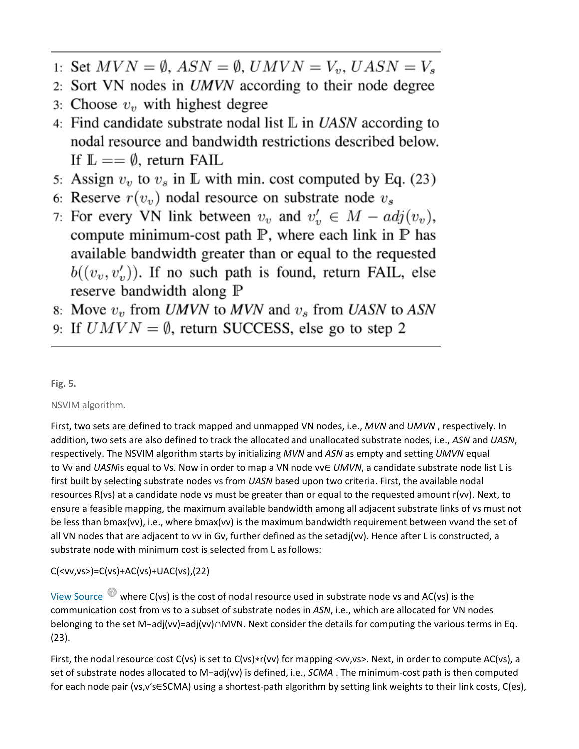1: Set $MVN = \emptyset$, $ASN = \emptyset$, $UMVN = V_v$, $UASN = V_s$
2: Sort VN nodes in *UMVN* according to their node degree
3: Choose $v_v$ with highest degree
4: Find candidate substrate nodal list $\mathbb{L}$ in *UASN* according to nodal resource and bandwidth restrictions described below. If $\mathbb{L} == \emptyset$, return FAIL
5: Assign $v_v$ to $v_s$ in $\mathbb{L}$ with min. cost computed by Eq. (23)
6: Reserve $r(v_v)$ nodal resource on substrate node $v_s$
7: For every VN link between $v_v$ and $v'_v \in M - adj(v_v)$, compute minimum-cost path $\mathbb{P}$, where each link in $\mathbb{P}$ has available bandwidth greater than or equal to the requested $b((v_v, v'_v))$. If no such path is found, return FAIL, else reserve bandwidth along $\mathbb{P}$
8: Move $v_v$ from *UMVN* to *MVN* and $v_s$ from *UASN* to *ASN*
9: If $UMVN = \emptyset$, return SUCCESS, else go to step 2

**Fig. 5.**

NSVIM algorithm.

First, two sets are defined to track mapped and unmapped VN nodes, i.e., *MVN* and *UMVN* , respectively. In addition, two sets are also defined to track the allocated and unallocated substrate nodes, i.e., *ASN* and *UASN*, respectively. The NSVIM algorithm starts by initializing *MVN* and *ASN* as empty and setting *UMVN* equal to $V_v$ and *UASN* is equal to $V_s$. Now in order to map a VN node $v_v \in$ *UMVN*, a candidate substrate node list L is first built by selecting substrate nodes $v_s$ from *UASN* based upon two criteria. First, the available nodal resources $R(v_s)$ at a candidate node $v_s$ must be greater than or equal to the requested amount $r(v_v)$. Next, to ensure a feasible mapping, the maximum available bandwidth among all adjacent substrate links of $v_s$ must not be less than $b_{max}(v_v)$, i.e., where $b_{max}(v_v)$ is the maximum bandwidth requirement between $v_v$ and the set of all VN nodes that are adjacent to $v_v$ in $G_v$, further defined as the set $adj(v_v)$. Hence after L is constructed, a substrate node with minimum cost is selected from L as follows:

$$C(<v_v,v_s>)=C(v_s)+AC(v_s)+UAC(v_s), \quad (22)$$

View Source where $C(v_s)$ is the cost of nodal resource used in substrate node $v_s$ and $AC(v_s)$ is the communication cost from $v_s$ to a subset of substrate nodes in *ASN*, i.e., which are allocated for VN nodes belonging to the set $M-adj(v_v)=adj(v_v)\cap MVN$. Next consider the details for computing the various terms in Eq. (23).

First, the nodal resource cost $C(v_s)$ is set to $C(v_s)*r(v_v)$ for mapping $<v_v,v_s>$. Next, in order to compute $AC(v_s)$, a set of substrate nodes allocated to $M-adj(v_v)$ is defined, i.e., *SCMA* . The minimum-cost path is then computed for each node pair $(v_s, v'_s \in SCMA)$ using a shortest-path algorithm by setting link weights to their link costs, $C(e_s)$,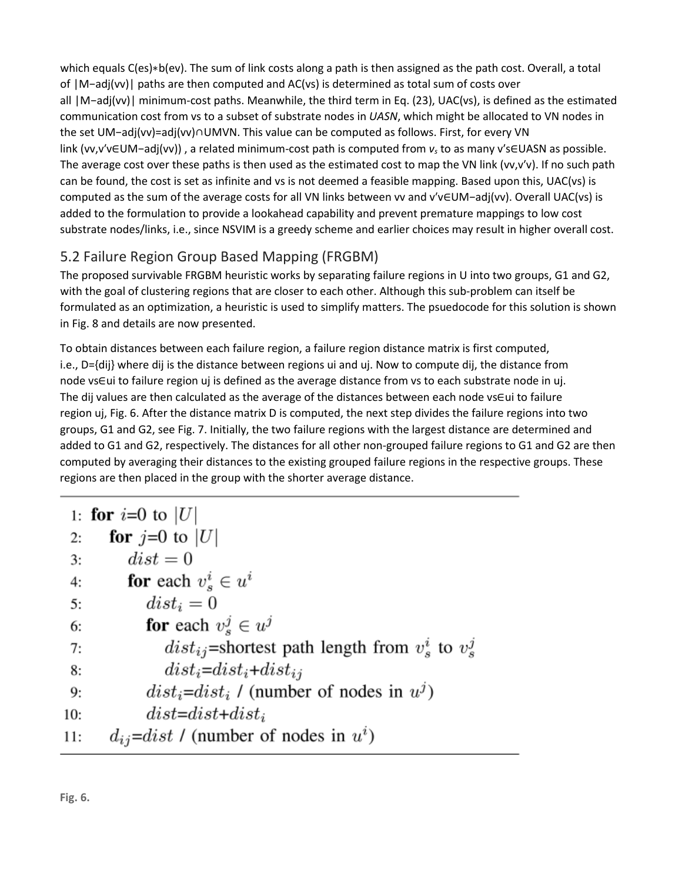which equals $C(e_s)*b(e_v)$. The sum of link costs along a path is then assigned as the path cost. Overall, a total of $|M\text{−}adj(v_v)|$ paths are then computed and $AC(v_s)$ is determined as total sum of costs over all $|M\text{−}adj(v_v)|$ minimum-cost paths. Meanwhile, the third term in Eq. (23), $UAC(v_s)$, is defined as the estimated communication cost from $v_s$ to a subset of substrate nodes in *UASN*, which might be allocated to VN nodes in the set $UM\text{−}adj(v_v)=adj(v_v)\cap UMVN$. This value can be computed as follows. First, for every VN link $(v_v,v'_v \in UM\text{−}adj(v_v))$, a related minimum-cost path is computed from $v_s$ to as many $v'_s \in UASN$ as possible. The average cost over these paths is then used as the estimated cost to map the VN link $(v_v,v'_v)$. If no such path can be found, the cost is set as infinite and $v_s$ is not deemed a feasible mapping. Based upon this, $UAC(v_s)$ is computed as the sum of the average costs for all VN links between $v_v$ and $v'_v \in UM\text{−}adj(v_v)$. Overall $UAC(v_s)$ is added to the formulation to provide a lookahead capability and prevent premature mappings to low cost substrate nodes/links, i.e., since NSVIM is a greedy scheme and earlier choices may result in higher overall cost.

## 5.2 Failure Region Group Based Mapping (FRGBM)

The proposed survivable FRGBM heuristic works by separating failure regions in U into two groups, G1 and G2, with the goal of clustering regions that are closer to each other. Although this sub-problem can itself be formulated as an optimization, a heuristic is used to simplify matters. The psuedocode for this solution is shown in Fig. 8 and details are now presented.

To obtain distances between each failure region, a failure region distance matrix is first computed, i.e., $D=\{d_{ij}\}$ where $d_{ij}$ is the distance between regions $u_i$ and $u_j$. Now to compute $d_{ij}$, the distance from node $v_s \in u_i$ to failure region $u_j$ is defined as the average distance from $v_s$ to each substrate node in $u_j$. The $d_{ij}$ values are then calculated as the average of the distances between each node $v_s \in u_i$ to failure region $u_j$, Fig. 6. After the distance matrix D is computed, the next step divides the failure regions into two groups, G1 and G2, see Fig. 7. Initially, the two failure regions with the largest distance are determined and added to G1 and G2, respectively. The distances for all other non-grouped failure regions to G1 and G2 are then computed by averaging their distances to the existing grouped failure regions in the respective groups. These regions are then placed in the group with the shorter average distance.

```
1:  for i=0 to |U|
2:     for j=0 to |U|
3:        dist = 0
4:        for each v_s^i ∈ u^i
5:           dist_i = 0
6:           for each v_s^j ∈ u^j
7:              dist_ij=shortest path length from v_s^i to v_s^j
8:              dist_i=dist_i+dist_ij
9:           dist_i=dist_i / (number of nodes in u^j)
10:          dist=dist+dist_i
11:    d_ij=dist / (number of nodes in u^i)
```

**Fig. 6.**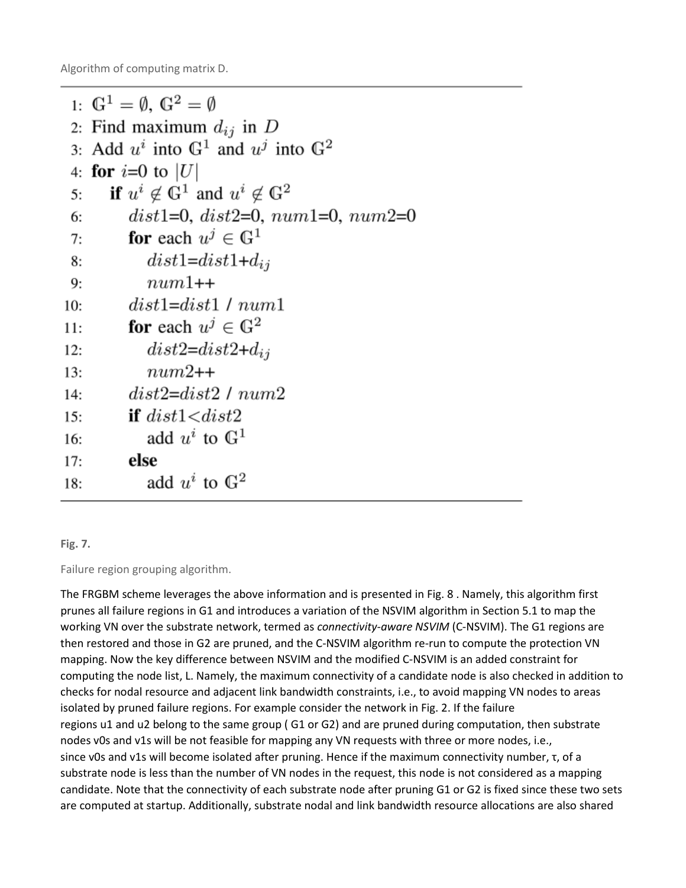Algorithm of computing matrix D.

```
1: 𝔾¹ = ∅, 𝔾² = ∅
2: Find maximum d_ij in D
3: Add u^i into 𝔾¹ and u^j into 𝔾²
4: for i=0 to |U|
5:    if u^i ∉ 𝔾¹ and u^i ∉ 𝔾²
6:       dist1=0, dist2=0, num1=0, num2=0
7:       for each u^j ∈ 𝔾¹
8:          dist1=dist1+d_ij
9:          num1++
10:      dist1=dist1 / num1
11:      for each u^j ∈ 𝔾²
12:         dist2=dist2+d_ij
13:         num2++
14:      dist2=dist2 / num2
15:      if dist1<dist2
16:         add u^i to 𝔾¹
17:      else
18:         add u^i to 𝔾²
```

**Fig. 7.**

Failure region grouping algorithm.

The FRGBM scheme leverages the above information and is presented in Fig. 8 . Namely, this algorithm first prunes all failure regions in G1 and introduces a variation of the NSVIM algorithm in Section 5.1 to map the working VN over the substrate network, termed as *connectivity-aware NSVIM* (C-NSVIM). The G1 regions are then restored and those in G2 are pruned, and the C-NSVIM algorithm re-run to compute the protection VN mapping. Now the key difference between NSVIM and the modified C-NSVIM is an added constraint for computing the node list, L. Namely, the maximum connectivity of a candidate node is also checked in addition to checks for nodal resource and adjacent link bandwidth constraints, i.e., to avoid mapping VN nodes to areas isolated by pruned failure regions. For example consider the network in Fig. 2. If the failure regions u1 and u2 belong to the same group ( G1 or G2) and are pruned during computation, then substrate nodes v0s and v1s will be not feasible for mapping any VN requests with three or more nodes, i.e., since v0s and v1s will become isolated after pruning. Hence if the maximum connectivity number, τ, of a substrate node is less than the number of VN nodes in the request, this node is not considered as a mapping candidate. Note that the connectivity of each substrate node after pruning G1 or G2 is fixed since these two sets are computed at startup. Additionally, substrate nodal and link bandwidth resource allocations are also shared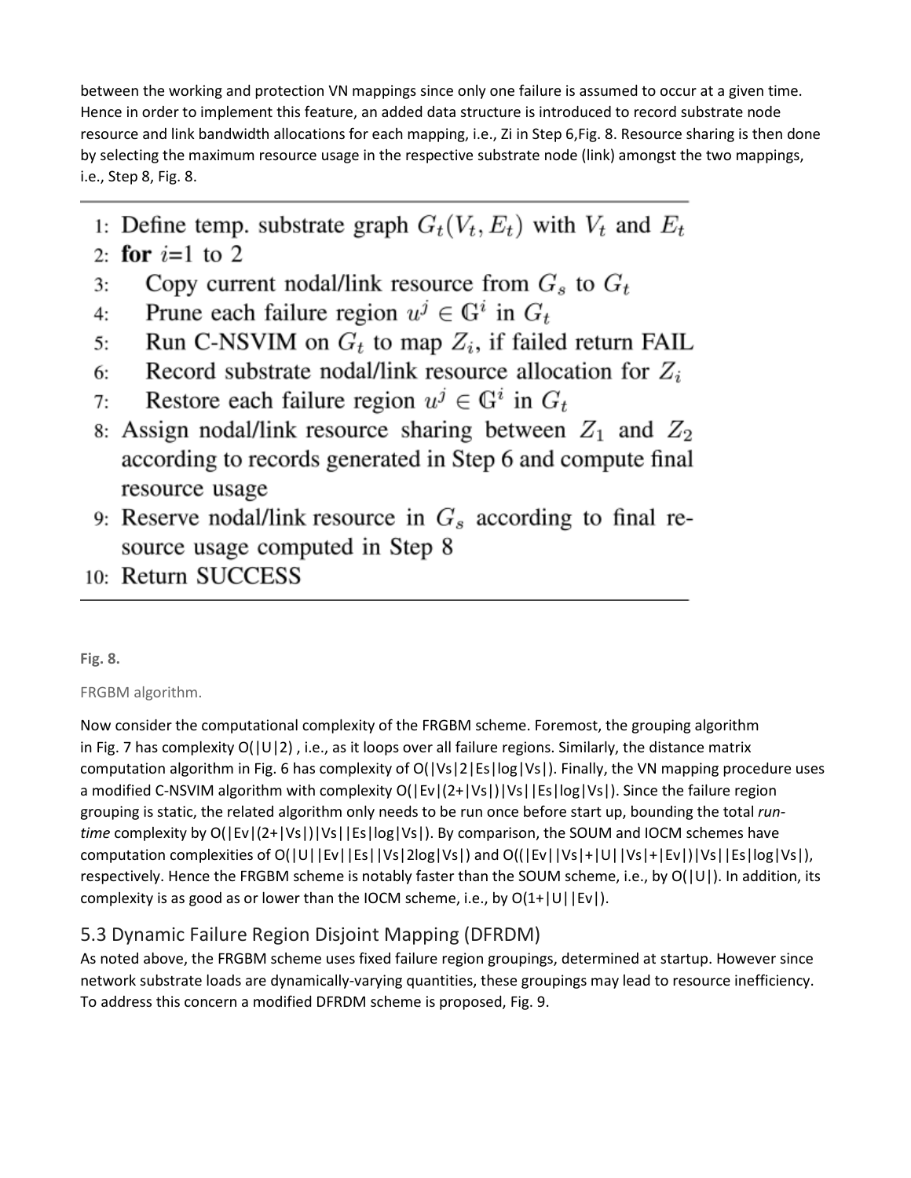between the working and protection VN mappings since only one failure is assumed to occur at a given time. Hence in order to implement this feature, an added data structure is introduced to record substrate node resource and link bandwidth allocations for each mapping, i.e., $Z_i$ in Step 6, Fig. 8. Resource sharing is then done by selecting the maximum resource usage in the respective substrate node (link) amongst the two mappings, i.e., Step 8, Fig. 8.

```
1: Define temp. substrate graph G_t(V_t, E_t) with V_t and E_t
2: for i=1 to 2
3:    Copy current nodal/link resource from G_s to G_t
4:    Prune each failure region u^j ∈ 𝔾^i in G_t
5:    Run C-NSVIM on G_t to map Z_i, if failed return FAIL
6:    Record substrate nodal/link resource allocation for Z_i
7:    Restore each failure region u^j ∈ 𝔾^i in G_t
8: Assign nodal/link resource sharing between Z_1 and Z_2
   according to records generated in Step 6 and compute final
   resource usage
9: Reserve nodal/link resource in G_s according to final re-
   source usage computed in Step 8
10: Return SUCCESS
```

**Fig. 8.**

FRGBM algorithm.

Now consider the computational complexity of the FRGBM scheme. Foremost, the grouping algorithm in Fig. 7 has complexity $O(|U|^2)$, i.e., as it loops over all failure regions. Similarly, the distance matrix computation algorithm in Fig. 6 has complexity of $O(|V_s|^2|E_s|\log|V_s|)$. Finally, the VN mapping procedure uses a modified C-NSVIM algorithm with complexity $O(|E_v|(2+|V_s|)|V_s||E_s|\log|V_s|)$. Since the failure region grouping is static, the related algorithm only needs to be run once before start up, bounding the total *run-time* complexity by $O(|E_v|(2+|V_s|)|V_s||E_s|\log|V_s|)$. By comparison, the SOUM and IOCM schemes have computation complexities of $O(|U||E_v||E_s||V_s|^2\log|V_s|)$ and $O((|E_v||V_s|+|U||V_s|+|E_v|)|V_s||E_s|\log|V_s|)$, respectively. Hence the FRGBM scheme is notably faster than the SOUM scheme, i.e., by $O(|U|)$. In addition, its complexity is as good as or lower than the IOCM scheme, i.e., by $O(1+|U||E_v|)$.

## 5.3 Dynamic Failure Region Disjoint Mapping (DFRDM)

As noted above, the FRGBM scheme uses fixed failure region groupings, determined at startup. However since network substrate loads are dynamically-varying quantities, these groupings may lead to resource inefficiency. To address this concern a modified DFRDM scheme is proposed, Fig. 9.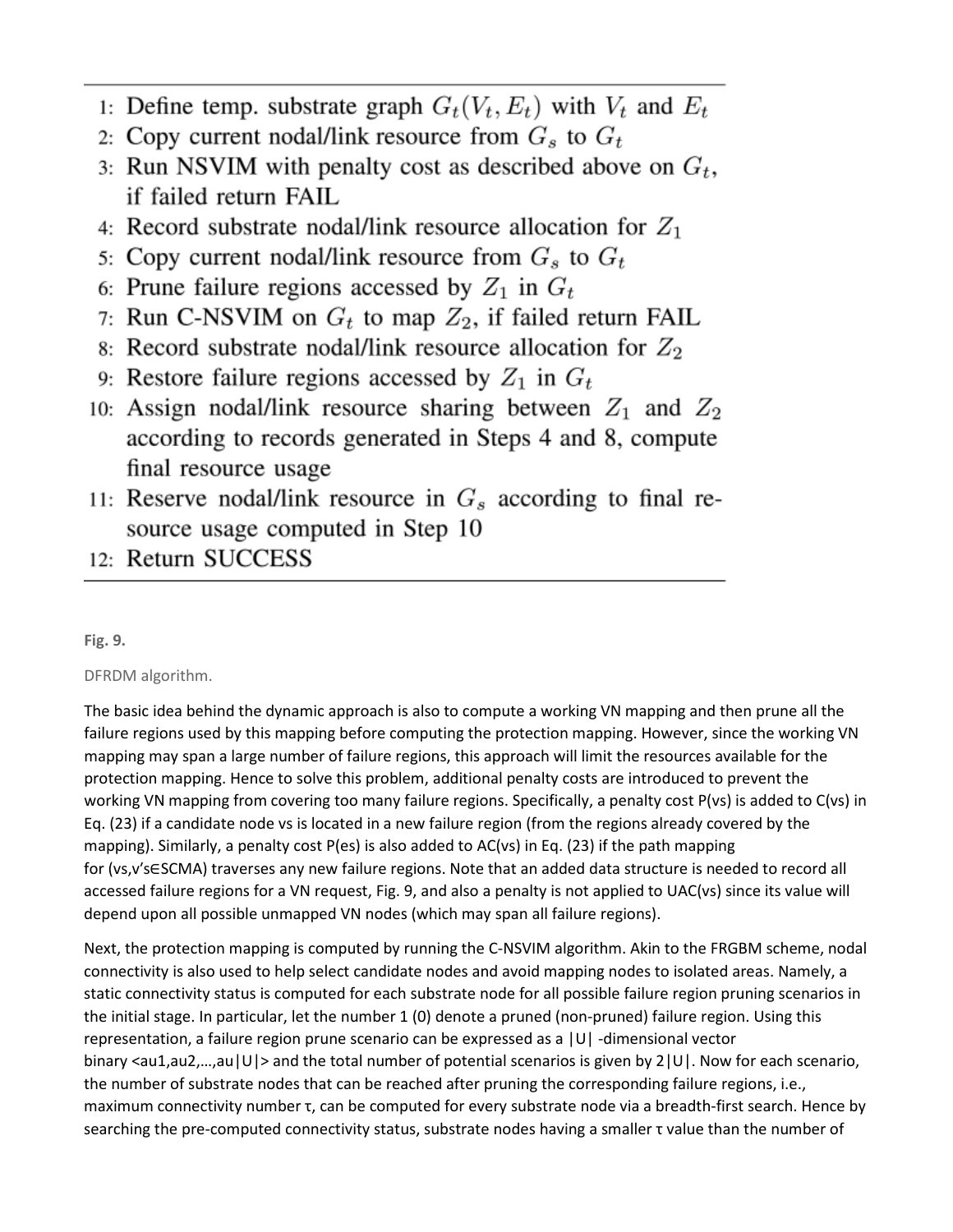1: Define temp. substrate graph $G_t(V_t, E_t)$ with $V_t$ and $E_t$
2: Copy current nodal/link resource from $G_s$ to $G_t$
3: Run NSVIM with penalty cost as described above on $G_t$, if failed return FAIL
4: Record substrate nodal/link resource allocation for $Z_1$
5: Copy current nodal/link resource from $G_s$ to $G_t$
6: Prune failure regions accessed by $Z_1$ in $G_t$
7: Run C-NSVIM on $G_t$ to map $Z_2$, if failed return FAIL
8: Record substrate nodal/link resource allocation for $Z_2$
9: Restore failure regions accessed by $Z_1$ in $G_t$
10: Assign nodal/link resource sharing between $Z_1$ and $Z_2$ according to records generated in Steps 4 and 8, compute final resource usage
11: Reserve nodal/link resource in $G_s$ according to final resource usage computed in Step 10
12: Return SUCCESS

**Fig. 9.**

DFRDM algorithm.

The basic idea behind the dynamic approach is also to compute a working VN mapping and then prune all the failure regions used by this mapping before computing the protection mapping. However, since the working VN mapping may span a large number of failure regions, this approach will limit the resources available for the protection mapping. Hence to solve this problem, additional penalty costs are introduced to prevent the working VN mapping from covering too many failure regions. Specifically, a penalty cost $P(v_s)$ is added to $C(v_s)$ in Eq. (23) if a candidate node $v_s$ is located in a new failure region (from the regions already covered by the mapping). Similarly, a penalty cost $P(e_s)$ is also added to $AC(v_s)$ in Eq. (23) if the path mapping for $(v_s, v'_s \in SCMA)$ traverses any new failure regions. Note that an added data structure is needed to record all accessed failure regions for a VN request, Fig. 9, and also a penalty is not applied to $UAC(v_s)$ since its value will depend upon all possible unmapped VN nodes (which may span all failure regions).

Next, the protection mapping is computed by running the C-NSVIM algorithm. Akin to the FRGBM scheme, nodal connectivity is also used to help select candidate nodes and avoid mapping nodes to isolated areas. Namely, a static connectivity status is computed for each substrate node for all possible failure region pruning scenarios in the initial stage. In particular, let the number 1 (0) denote a pruned (non-pruned) failure region. Using this representation, a failure region prune scenario can be expressed as a $|U|$ -dimensional vector binary $\langle a_{u1}, a_{u2}, \ldots, a_{u|U|} \rangle$ and the total number of potential scenarios is given by $2^{|U|}$. Now for each scenario, the number of substrate nodes that can be reached after pruning the corresponding failure regions, i.e., maximum connectivity number $\tau$, can be computed for every substrate node via a breadth-first search. Hence by searching the pre-computed connectivity status, substrate nodes having a smaller $\tau$ value than the number of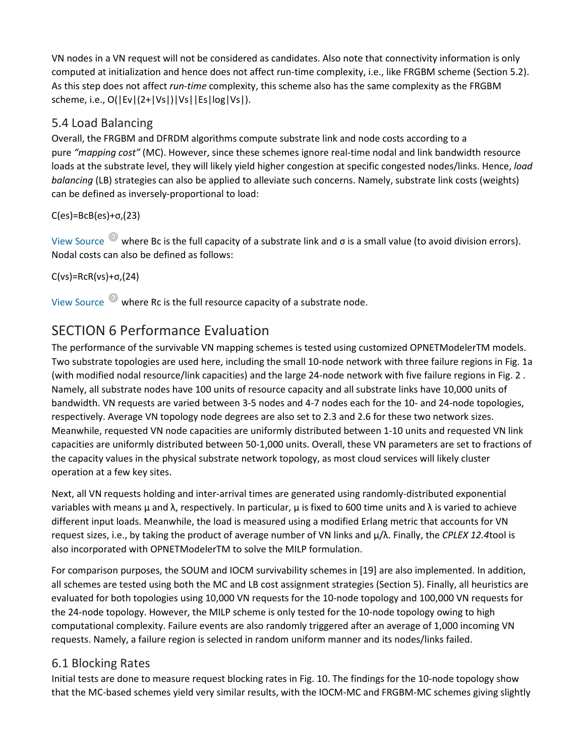VN nodes in a VN request will not be considered as candidates. Also note that connectivity information is only computed at initialization and hence does not affect run-time complexity, i.e., like FRGBM scheme (Section 5.2). As this step does not affect *run-time* complexity, this scheme also has the same complexity as the FRGBM scheme, i.e., $O(|E_v|(2+|V_s|)|V_s||E_s|\log|V_s|)$.

## 5.4 Load Balancing

Overall, the FRGBM and DFRDM algorithms compute substrate link and node costs according to a pure *"mapping cost"* (MC). However, since these schemes ignore real-time nodal and link bandwidth resource loads at the substrate level, they will likely yield higher congestion at specific congested nodes/links. Hence, *load balancing* (LB) strategies can also be applied to alleviate such concerns. Namely, substrate link costs (weights) can be defined as inversely-proportional to load:

$$C(e_s)=\frac{B_c}{B(e_s)+\sigma},\tag{23}$$

View Source where $B_c$ is the full capacity of a substrate link and σ is a small value (to avoid division errors). Nodal costs can also be defined as follows:

$$C(v_s)=\frac{R_c}{R(v_s)+\sigma},\tag{24}$$

View Source where $R_c$ is the full resource capacity of a substrate node.

# SECTION 6 Performance Evaluation

The performance of the survivable VN mapping schemes is tested using customized OPNETModelerTM models. Two substrate topologies are used here, including the small 10-node network with three failure regions in Fig. 1a (with modified nodal resource/link capacities) and the large 24-node network with five failure regions in Fig. 2 . Namely, all substrate nodes have 100 units of resource capacity and all substrate links have 10,000 units of bandwidth. VN requests are varied between 3-5 nodes and 4-7 nodes each for the 10- and 24-node topologies, respectively. Average VN topology node degrees are also set to 2.3 and 2.6 for these two network sizes. Meanwhile, requested VN node capacities are uniformly distributed between 1-10 units and requested VN link capacities are uniformly distributed between 50-1,000 units. Overall, these VN parameters are set to fractions of the capacity values in the physical substrate network topology, as most cloud services will likely cluster operation at a few key sites.

Next, all VN requests holding and inter-arrival times are generated using randomly-distributed exponential variables with means μ and λ, respectively. In particular, μ is fixed to 600 time units and λ is varied to achieve different input loads. Meanwhile, the load is measured using a modified Erlang metric that accounts for VN request sizes, i.e., by taking the product of average number of VN links and μ/λ. Finally, the *CPLEX 12.4*tool is also incorporated with OPNETModelerTM to solve the MILP formulation.

For comparison purposes, the SOUM and IOCM survivability schemes in [19] are also implemented. In addition, all schemes are tested using both the MC and LB cost assignment strategies (Section 5). Finally, all heuristics are evaluated for both topologies using 10,000 VN requests for the 10-node topology and 100,000 VN requests for the 24-node topology. However, the MILP scheme is only tested for the 10-node topology owing to high computational complexity. Failure events are also randomly triggered after an average of 1,000 incoming VN requests. Namely, a failure region is selected in random uniform manner and its nodes/links failed.

## 6.1 Blocking Rates

Initial tests are done to measure request blocking rates in Fig. 10. The findings for the 10-node topology show that the MC-based schemes yield very similar results, with the IOCM-MC and FRGBM-MC schemes giving slightly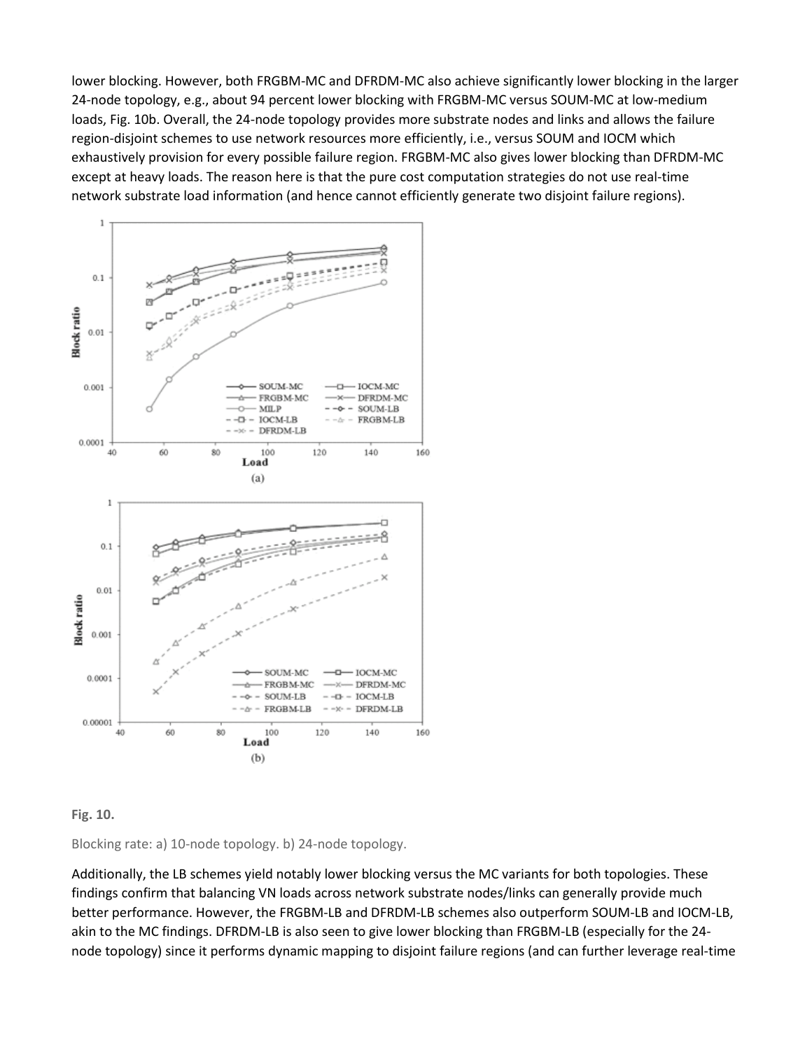lower blocking. However, both FRGBM-MC and DFRDM-MC also achieve significantly lower blocking in the larger 24-node topology, e.g., about 94 percent lower blocking with FRGBM-MC versus SOUM-MC at low-medium loads, Fig. 10b. Overall, the 24-node topology provides more substrate nodes and links and allows the failure region-disjoint schemes to use network resources more efficiently, i.e., versus SOUM and IOCM which exhaustively provision for every possible failure region. FRGBM-MC also gives lower blocking than DFRDM-MC except at heavy loads. The reason here is that the pure cost computation strategies do not use real-time network substrate load information (and hence cannot efficiently generate two disjoint failure regions).

**Fig. 10.**

Blocking rate: a) 10-node topology. b) 24-node topology.

Additionally, the LB schemes yield notably lower blocking versus the MC variants for both topologies. These findings confirm that balancing VN loads across network substrate nodes/links can generally provide much better performance. However, the FRGBM-LB and DFRDM-LB schemes also outperform SOUM-LB and IOCM-LB, akin to the MC findings. DFRDM-LB is also seen to give lower blocking than FRGBM-LB (especially for the 24-node topology) since it performs dynamic mapping to disjoint failure regions (and can further leverage real-time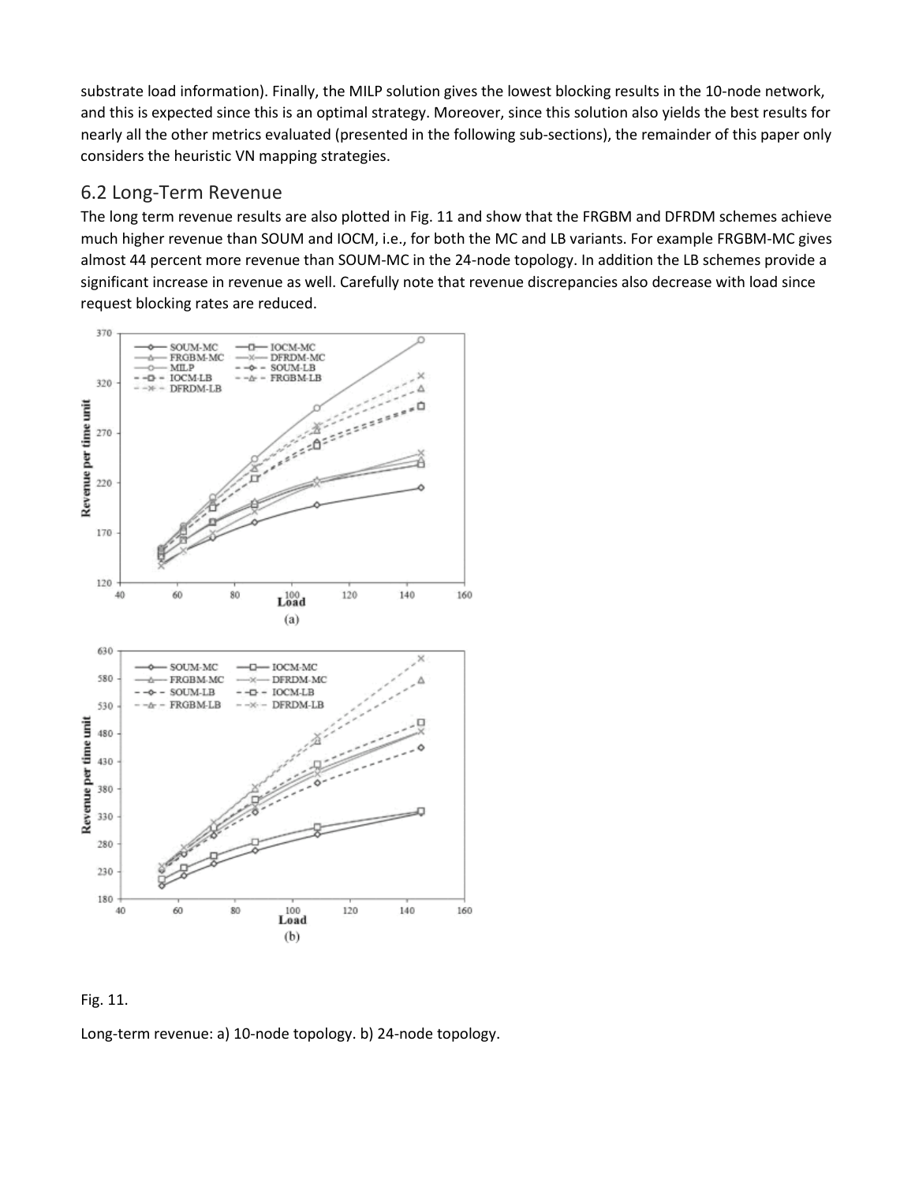substrate load information). Finally, the MILP solution gives the lowest blocking results in the 10-node network, and this is expected since this is an optimal strategy. Moreover, since this solution also yields the best results for nearly all the other metrics evaluated (presented in the following sub-sections), the remainder of this paper only considers the heuristic VN mapping strategies.

## 6.2 Long-Term Revenue

The long term revenue results are also plotted in Fig. 11 and show that the FRGBM and DFRDM schemes achieve much higher revenue than SOUM and IOCM, i.e., for both the MC and LB variants. For example FRGBM-MC gives almost 44 percent more revenue than SOUM-MC in the 24-node topology. In addition the LB schemes provide a significant increase in revenue as well. Carefully note that revenue discrepancies also decrease with load since request blocking rates are reduced.

Fig. 11.

Long-term revenue: a) 10-node topology. b) 24-node topology.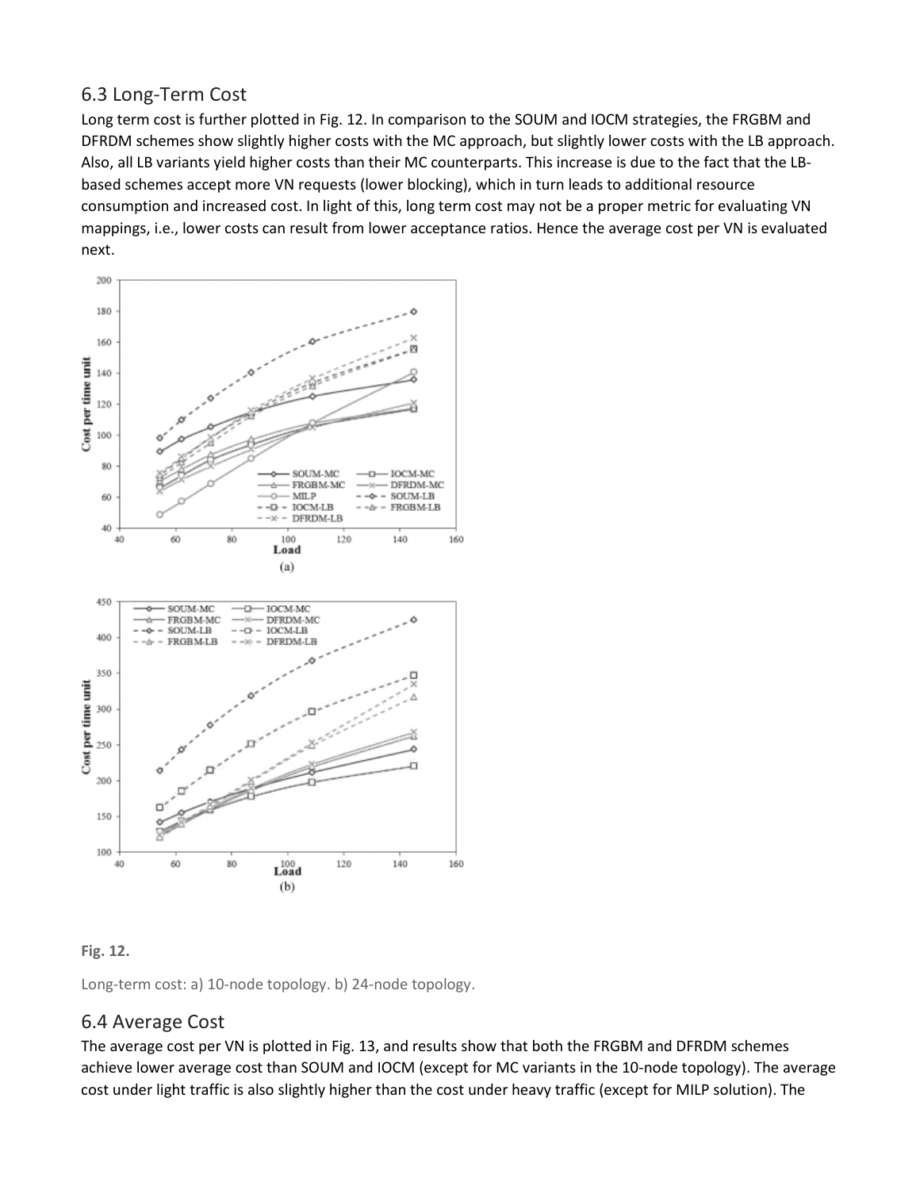## 6.3 Long-Term Cost

Long term cost is further plotted in Fig. 12. In comparison to the SOUM and IOCM strategies, the FRGBM and DFRDM schemes show slightly higher costs with the MC approach, but slightly lower costs with the LB approach. Also, all LB variants yield higher costs than their MC counterparts. This increase is due to the fact that the LB-based schemes accept more VN requests (lower blocking), which in turn leads to additional resource consumption and increased cost. In light of this, long term cost may not be a proper metric for evaluating VN mappings, i.e., lower costs can result from lower acceptance ratios. Hence the average cost per VN is evaluated next.

**Fig. 12.**

Long-term cost: a) 10-node topology. b) 24-node topology.

## 6.4 Average Cost

The average cost per VN is plotted in Fig. 13, and results show that both the FRGBM and DFRDM schemes achieve lower average cost than SOUM and IOCM (except for MC variants in the 10-node topology). The average cost under light traffic is also slightly higher than the cost under heavy traffic (except for MILP solution). The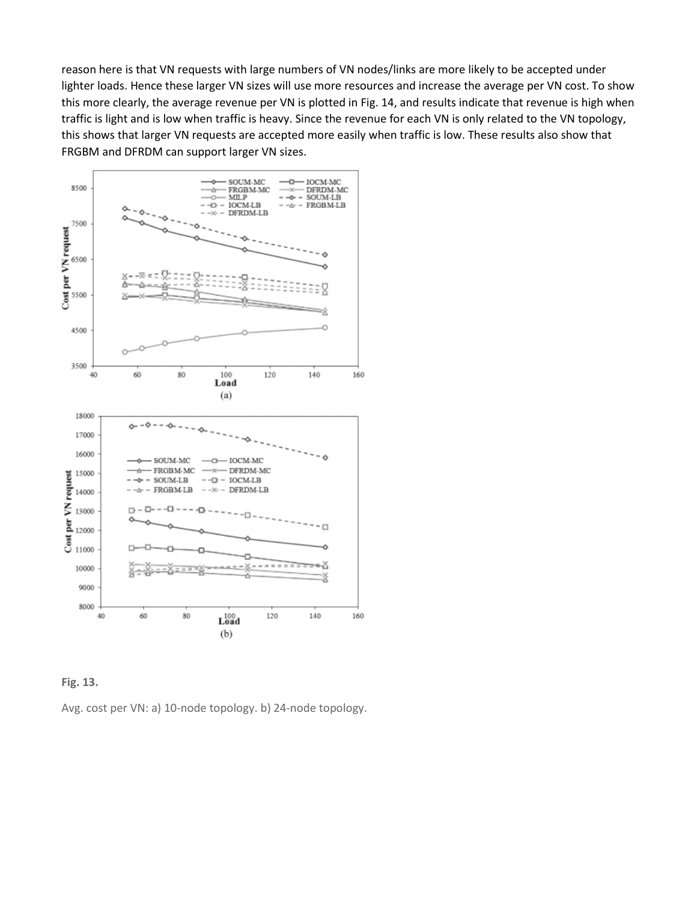reason here is that VN requests with large numbers of VN nodes/links are more likely to be accepted under lighter loads. Hence these larger VN sizes will use more resources and increase the average per VN cost. To show this more clearly, the average revenue per VN is plotted in Fig. 14, and results indicate that revenue is high when traffic is light and is low when traffic is heavy. Since the revenue for each VN is only related to the VN topology, this shows that larger VN requests are accepted more easily when traffic is low. These results also show that FRGBM and DFRDM can support larger VN sizes.

**Fig. 13.**

Avg. cost per VN: a) 10-node topology. b) 24-node topology.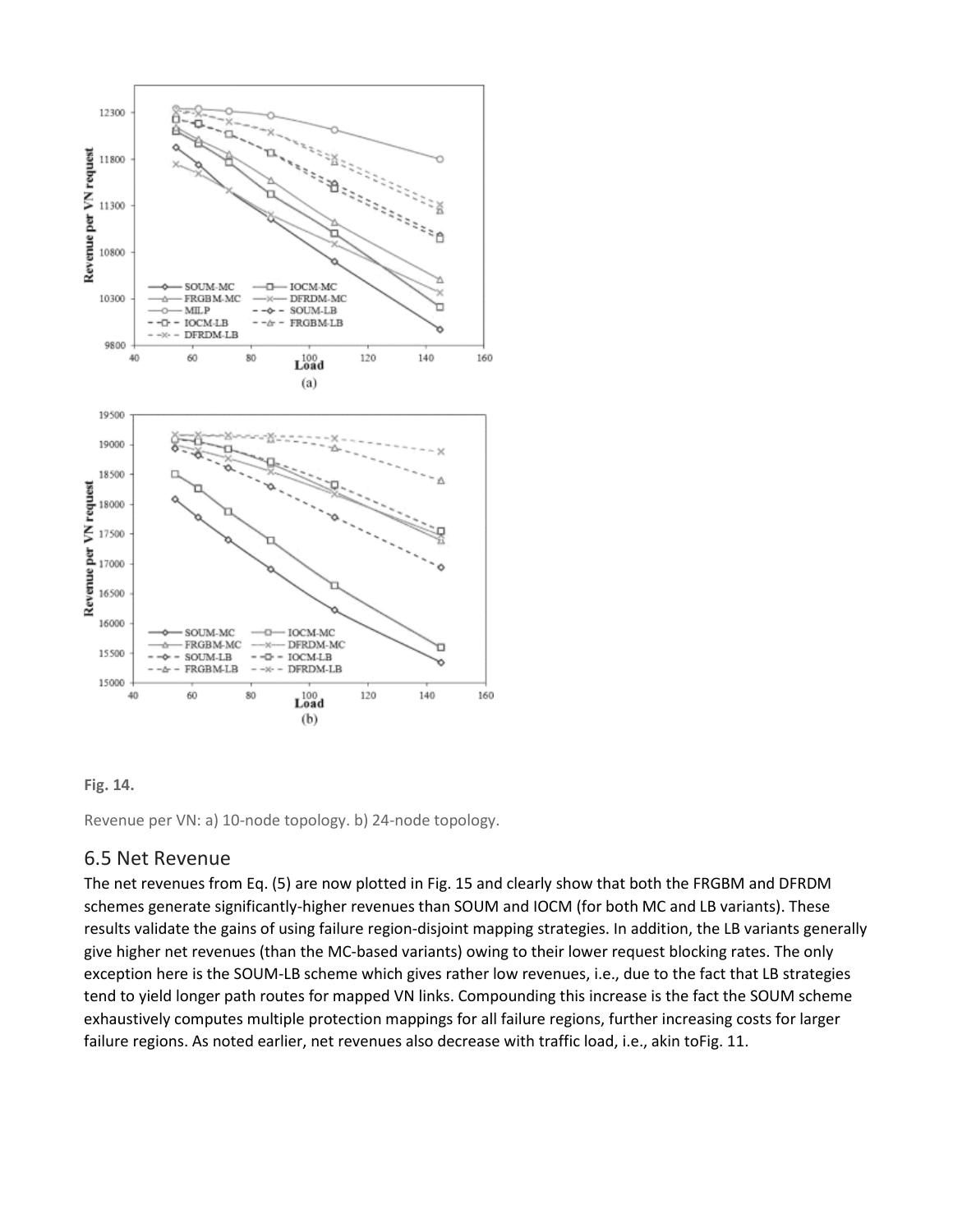**Fig. 14.**

Revenue per VN: a) 10-node topology. b) 24-node topology.

## 6.5 Net Revenue

The net revenues from Eq. (5) are now plotted in Fig. 15 and clearly show that both the FRGBM and DFRDM schemes generate significantly-higher revenues than SOUM and IOCM (for both MC and LB variants). These results validate the gains of using failure region-disjoint mapping strategies. In addition, the LB variants generally give higher net revenues (than the MC-based variants) owing to their lower request blocking rates. The only exception here is the SOUM-LB scheme which gives rather low revenues, i.e., due to the fact that LB strategies tend to yield longer path routes for mapped VN links. Compounding this increase is the fact the SOUM scheme exhaustively computes multiple protection mappings for all failure regions, further increasing costs for larger failure regions. As noted earlier, net revenues also decrease with traffic load, i.e., akin toFig. 11.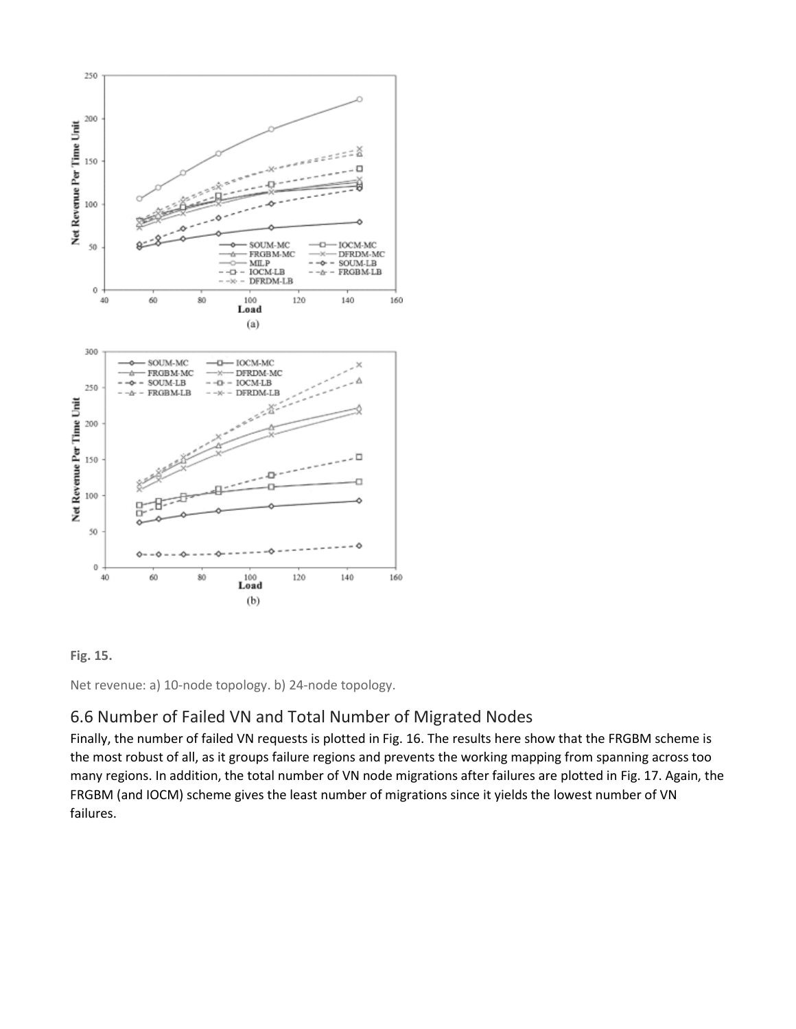**Fig. 15.**

Net revenue: a) 10-node topology. b) 24-node topology.

## 6.6 Number of Failed VN and Total Number of Migrated Nodes

Finally, the number of failed VN requests is plotted in Fig. 16. The results here show that the FRGBM scheme is the most robust of all, as it groups failure regions and prevents the working mapping from spanning across too many regions. In addition, the total number of VN node migrations after failures are plotted in Fig. 17. Again, the FRGBM (and IOCM) scheme gives the least number of migrations since it yields the lowest number of VN failures.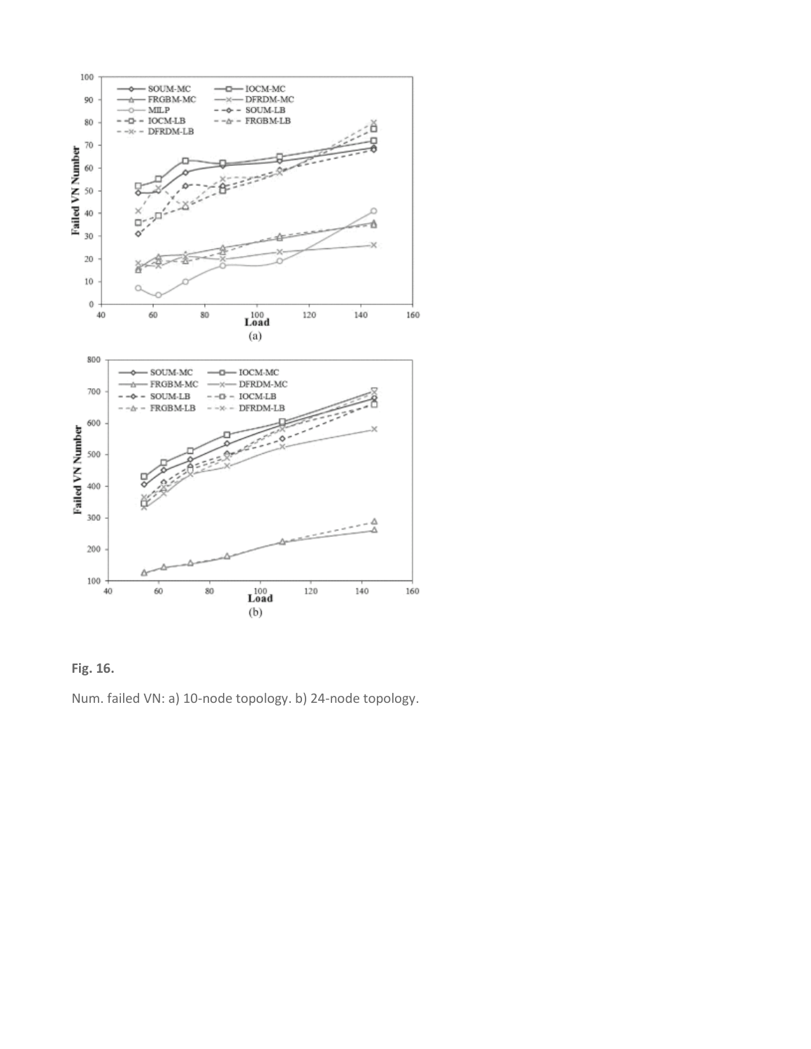**Fig. 16.**

Num. failed VN: a) 10-node topology. b) 24-node topology.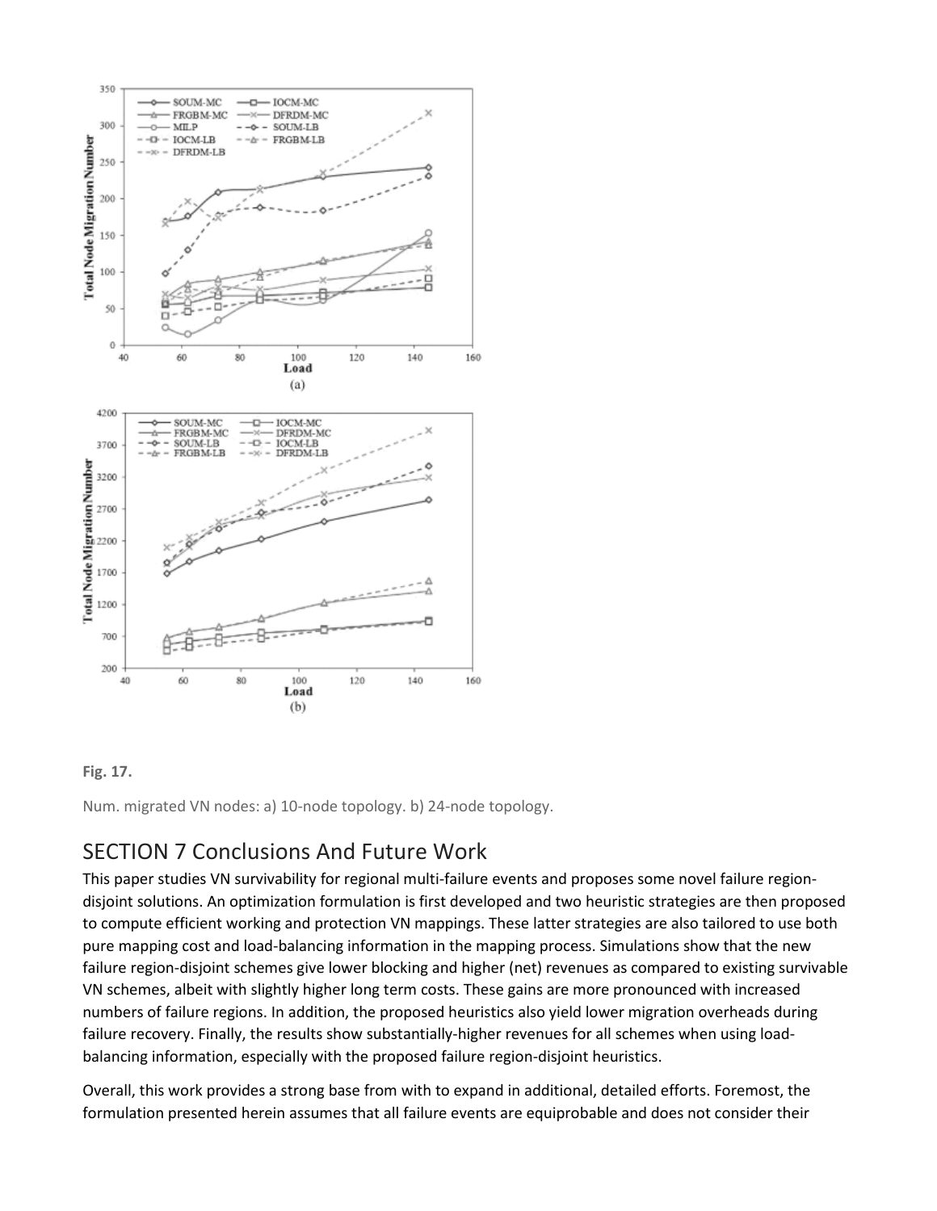**Fig. 17.**

Num. migrated VN nodes: a) 10-node topology. b) 24-node topology.

## SECTION 7 Conclusions And Future Work

This paper studies VN survivability for regional multi-failure events and proposes some novel failure region-disjoint solutions. An optimization formulation is first developed and two heuristic strategies are then proposed to compute efficient working and protection VN mappings. These latter strategies are also tailored to use both pure mapping cost and load-balancing information in the mapping process. Simulations show that the new failure region-disjoint schemes give lower blocking and higher (net) revenues as compared to existing survivable VN schemes, albeit with slightly higher long term costs. These gains are more pronounced with increased numbers of failure regions. In addition, the proposed heuristics also yield lower migration overheads during failure recovery. Finally, the results show substantially-higher revenues for all schemes when using load-balancing information, especially with the proposed failure region-disjoint heuristics.

Overall, this work provides a strong base from with to expand in additional, detailed efforts. Foremost, the formulation presented herein assumes that all failure events are equiprobable and does not consider their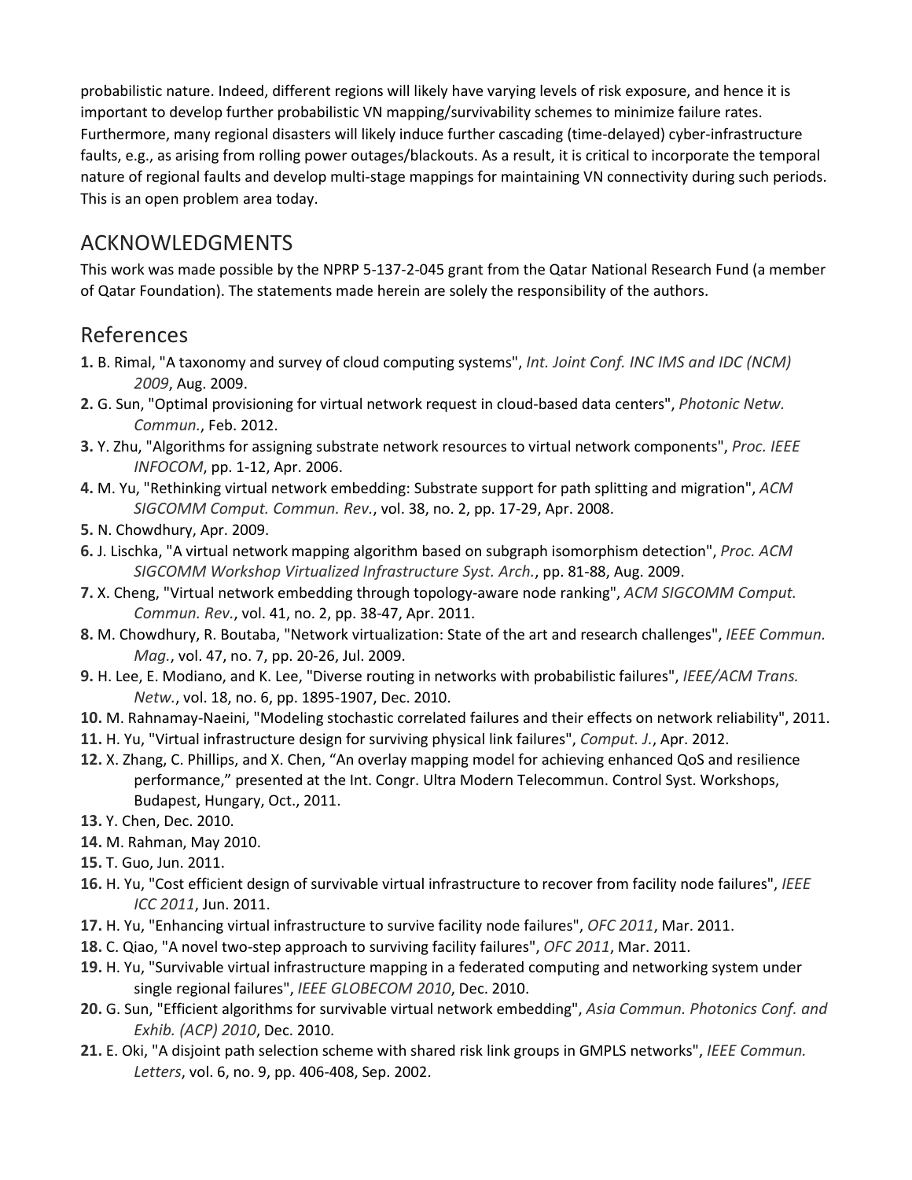probabilistic nature. Indeed, different regions will likely have varying levels of risk exposure, and hence it is important to develop further probabilistic VN mapping/survivability schemes to minimize failure rates. Furthermore, many regional disasters will likely induce further cascading (time-delayed) cyber-infrastructure faults, e.g., as arising from rolling power outages/blackouts. As a result, it is critical to incorporate the temporal nature of regional faults and develop multi-stage mappings for maintaining VN connectivity during such periods. This is an open problem area today.

## ACKNOWLEDGMENTS

This work was made possible by the NPRP 5-137-2-045 grant from the Qatar National Research Fund (a member of Qatar Foundation). The statements made herein are solely the responsibility of the authors.

## References

**1.** B. Rimal, "A taxonomy and survey of cloud computing systems", *Int. Joint Conf. INC IMS and IDC (NCM) 2009*, Aug. 2009.

**2.** G. Sun, "Optimal provisioning for virtual network request in cloud-based data centers", *Photonic Netw. Commun.*, Feb. 2012.

**3.** Y. Zhu, "Algorithms for assigning substrate network resources to virtual network components", *Proc. IEEE INFOCOM*, pp. 1-12, Apr. 2006.

**4.** M. Yu, "Rethinking virtual network embedding: Substrate support for path splitting and migration", *ACM SIGCOMM Comput. Commun. Rev.*, vol. 38, no. 2, pp. 17-29, Apr. 2008.

**5.** N. Chowdhury, Apr. 2009.

**6.** J. Lischka, "A virtual network mapping algorithm based on subgraph isomorphism detection", *Proc. ACM SIGCOMM Workshop Virtualized Infrastructure Syst. Arch.*, pp. 81-88, Aug. 2009.

**7.** X. Cheng, "Virtual network embedding through topology-aware node ranking", *ACM SIGCOMM Comput. Commun. Rev.*, vol. 41, no. 2, pp. 38-47, Apr. 2011.

**8.** M. Chowdhury, R. Boutaba, "Network virtualization: State of the art and research challenges", *IEEE Commun. Mag.*, vol. 47, no. 7, pp. 20-26, Jul. 2009.

**9.** H. Lee, E. Modiano, and K. Lee, "Diverse routing in networks with probabilistic failures", *IEEE/ACM Trans. Netw.*, vol. 18, no. 6, pp. 1895-1907, Dec. 2010.

**10.** M. Rahnamay-Naeini, "Modeling stochastic correlated failures and their effects on network reliability", 2011.

**11.** H. Yu, "Virtual infrastructure design for surviving physical link failures", *Comput. J.*, Apr. 2012.

**12.** X. Zhang, C. Phillips, and X. Chen, “An overlay mapping model for achieving enhanced QoS and resilience performance,” presented at the Int. Congr. Ultra Modern Telecommun. Control Syst. Workshops, Budapest, Hungary, Oct., 2011.

**13.** Y. Chen, Dec. 2010.

**14.** M. Rahman, May 2010.

**15.** T. Guo, Jun. 2011.

**16.** H. Yu, "Cost efficient design of survivable virtual infrastructure to recover from facility node failures", *IEEE ICC 2011*, Jun. 2011.

**17.** H. Yu, "Enhancing virtual infrastructure to survive facility node failures", *OFC 2011*, Mar. 2011.

**18.** C. Qiao, "A novel two-step approach to surviving facility failures", *OFC 2011*, Mar. 2011.

**19.** H. Yu, "Survivable virtual infrastructure mapping in a federated computing and networking system under single regional failures", *IEEE GLOBECOM 2010*, Dec. 2010.

**20.** G. Sun, "Efficient algorithms for survivable virtual network embedding", *Asia Commun. Photonics Conf. and Exhib. (ACP) 2010*, Dec. 2010.

**21.** E. Oki, "A disjoint path selection scheme with shared risk link groups in GMPLS networks", *IEEE Commun. Letters*, vol. 6, no. 9, pp. 406-408, Sep. 2002.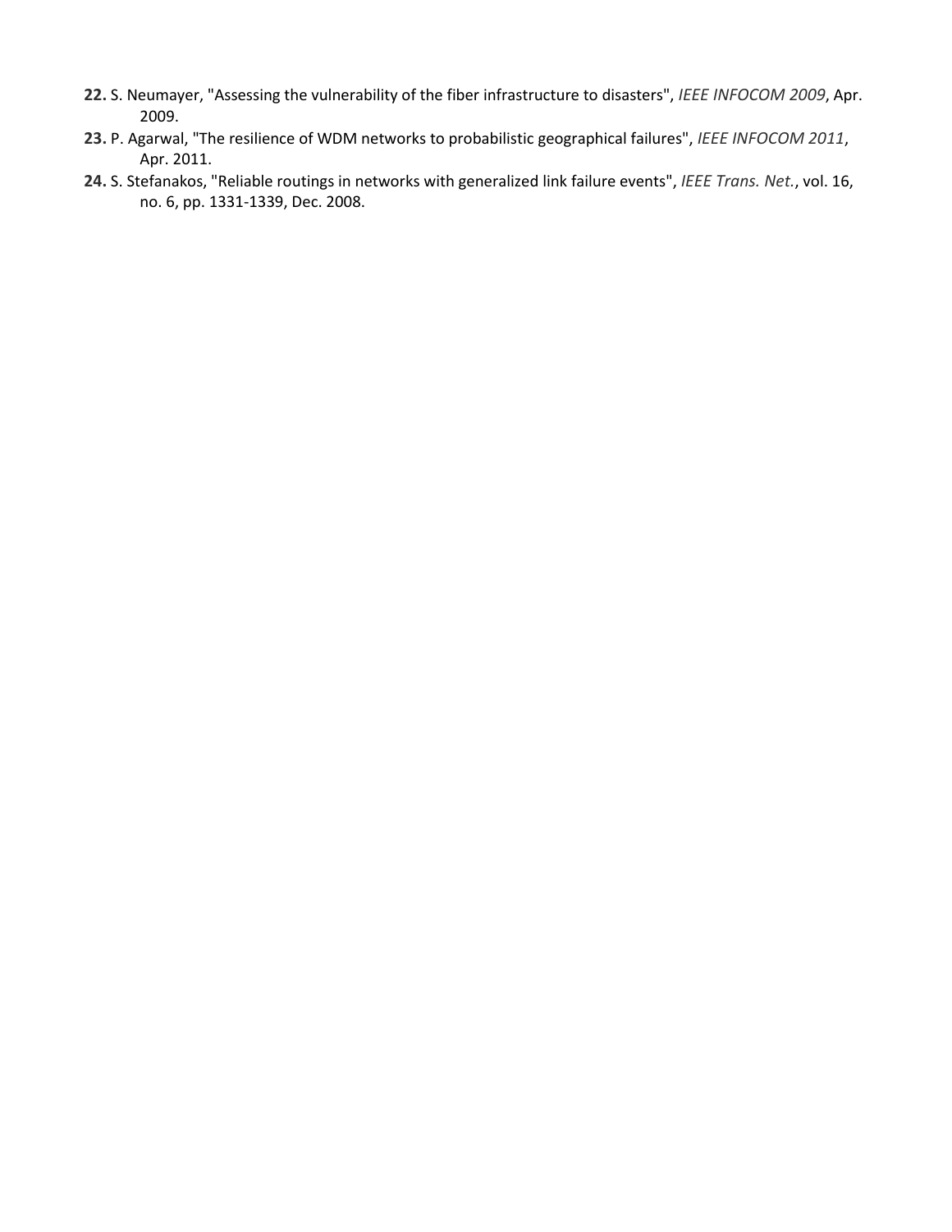**22.** S. Neumayer, "Assessing the vulnerability of the fiber infrastructure to disasters", *IEEE INFOCOM 2009*, Apr. 2009.

**23.** P. Agarwal, "The resilience of WDM networks to probabilistic geographical failures", *IEEE INFOCOM 2011*, Apr. 2011.

**24.** S. Stefanakos, "Reliable routings in networks with generalized link failure events", *IEEE Trans. Net.*, vol. 16, no. 6, pp. 1331-1339, Dec. 2008.